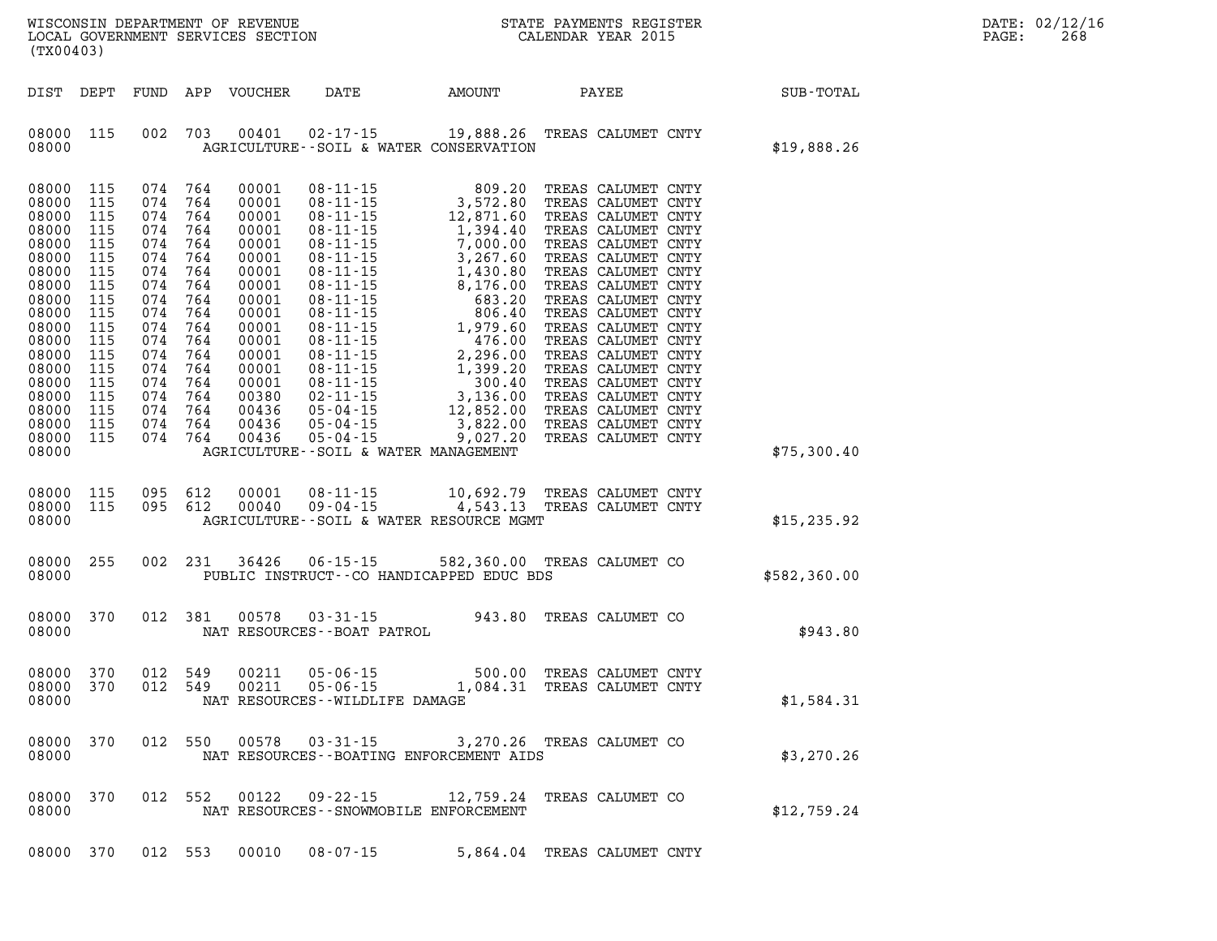WISCONSIN DEPARTMENT OF REVENUE
LOCAL GOVERNMENT SERVICES SECTION
(TX00403)

STATE PAYMENTS REGISTER
CALENDAR YEAR 2015

DATE: 02/12/16

| DIST | DEPT | FUND | APP | VOUCHER | DATE | AMOUNT | PAYEE | SUB-TOTAL |
|---|---|---|---|---|---|---|---|---|
| 08000 | 115 | 002 | 703 | 00401 | 02-17-15 | 19,888.26 | TREAS CALUMET CNTY | |
| 08000 | | | | | AGRICULTURE--SOIL & WATER CONSERVATION | | | $19,888.26 |
| 08000 | 115 | 074 | 764 | 00001 | 08-11-15 | 809.20 | TREAS CALUMET CNTY | |
| 08000 | 115 | 074 | 764 | 00001 | 08-11-15 | 3,572.80 | TREAS CALUMET CNTY | |
| 08000 | 115 | 074 | 764 | 00001 | 08-11-15 | 12,871.60 | TREAS CALUMET CNTY | |
| 08000 | 115 | 074 | 764 | 00001 | 08-11-15 | 1,394.40 | TREAS CALUMET CNTY | |
| 08000 | 115 | 074 | 764 | 00001 | 08-11-15 | 7,000.00 | TREAS CALUMET CNTY | |
| 08000 | 115 | 074 | 764 | 00001 | 08-11-15 | 3,267.60 | TREAS CALUMET CNTY | |
| 08000 | 115 | 074 | 764 | 00001 | 08-11-15 | 1,430.80 | TREAS CALUMET CNTY | |
| 08000 | 115 | 074 | 764 | 00001 | 08-11-15 | 8,176.00 | TREAS CALUMET CNTY | |
| 08000 | 115 | 074 | 764 | 00001 | 08-11-15 | 683.20 | TREAS CALUMET CNTY | |
| 08000 | 115 | 074 | 764 | 00001 | 08-11-15 | 806.40 | TREAS CALUMET CNTY | |
| 08000 | 115 | 074 | 764 | 00001 | 08-11-15 | 1,979.60 | TREAS CALUMET CNTY | |
| 08000 | 115 | 074 | 764 | 00001 | 08-11-15 | 476.00 | TREAS CALUMET CNTY | |
| 08000 | 115 | 074 | 764 | 00001 | 08-11-15 | 2,296.00 | TREAS CALUMET CNTY | |
| 08000 | 115 | 074 | 764 | 00001 | 08-11-15 | 1,399.20 | TREAS CALUMET CNTY | |
| 08000 | 115 | 074 | 764 | 00001 | 08-11-15 | 300.40 | TREAS CALUMET CNTY | |
| 08000 | 115 | 074 | 764 | 00380 | 02-11-15 | 3,136.00 | TREAS CALUMET CNTY | |
| 08000 | 115 | 074 | 764 | 00436 | 05-04-15 | 12,852.00 | TREAS CALUMET CNTY | |
| 08000 | 115 | 074 | 764 | 00436 | 05-04-15 | 3,822.00 | TREAS CALUMET CNTY | |
| 08000 | 115 | 074 | 764 | 00436 | 05-04-15 | 9,027.20 | TREAS CALUMET CNTY | |
| 08000 | | | | | AGRICULTURE--SOIL & WATER MANAGEMENT | | | $75,300.40 |
| 08000 | 115 | 095 | 612 | 00001 | 08-11-15 | 10,692.79 | TREAS CALUMET CNTY | |
| 08000 | 115 | 095 | 612 | 00040 | 09-04-15 | 4,543.13 | TREAS CALUMET CNTY | |
| 08000 | | | | | AGRICULTURE--SOIL & WATER RESOURCE MGMT | | | $15,235.92 |
| 08000 | 255 | 002 | 231 | 36426 | 06-15-15 | 582,360.00 | TREAS CALUMET CO | |
| 08000 | | | | | PUBLIC INSTRUCT--CO HANDICAPPED EDUC BDS | | | $582,360.00 |
| 08000 | 370 | 012 | 381 | 00578 | 03-31-15 | 943.80 | TREAS CALUMET CO | |
| 08000 | | | | | NAT RESOURCES--BOAT PATROL | | | $943.80 |
| 08000 | 370 | 012 | 549 | 00211 | 05-06-15 | 500.00 | TREAS CALUMET CNTY | |
| 08000 | 370 | 012 | 549 | 00211 | 05-06-15 | 1,084.31 | TREAS CALUMET CNTY | |
| 08000 | | | | | NAT RESOURCES--WILDLIFE DAMAGE | | | $1,584.31 |
| 08000 | 370 | 012 | 550 | 00578 | 03-31-15 | 3,270.26 | TREAS CALUMET CO | |
| 08000 | | | | | NAT RESOURCES--BOATING ENFORCEMENT AIDS | | | $3,270.26 |
| 08000 | 370 | 012 | 552 | 00122 | 09-22-15 | 12,759.24 | TREAS CALUMET CO | |
| 08000 | | | | | NAT RESOURCES--SNOWMOBILE ENFORCEMENT | | | $12,759.24 |
| 08000 | 370 | 012 | 553 | 00010 | 08-07-15 | 5,864.04 | TREAS CALUMET CNTY | |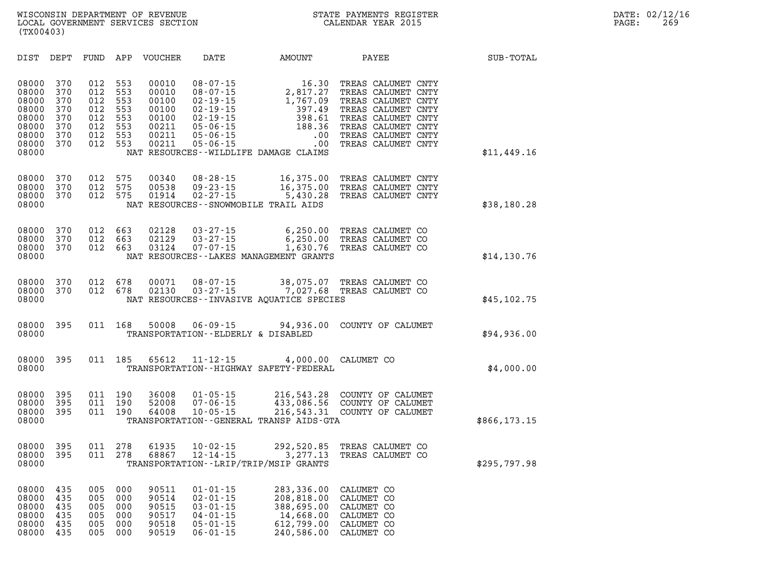WISCONSIN DEPARTMENT OF REVENUE
LOCAL GOVERNMENT SERVICES SECTION
(TX00403)

STATE PAYMENTS REGISTER
CALENDAR YEAR 2015

DATE: 02/12/16

| DIST | DEPT | FUND | APP | VOUCHER | DATE | AMOUNT | PAYEE | SUB-TOTAL |
|---|---|---|---|---|---|---|---|---|
| 08000 | 370 | 012 | 553 | 00010 | 08-07-15 | 16.30 | TREAS CALUMET CNTY | |
| 08000 | 370 | 012 | 553 | 00010 | 08-07-15 | 2,817.27 | TREAS CALUMET CNTY | |
| 08000 | 370 | 012 | 553 | 00100 | 02-19-15 | 1,767.09 | TREAS CALUMET CNTY | |
| 08000 | 370 | 012 | 553 | 00100 | 02-19-15 | 397.49 | TREAS CALUMET CNTY | |
| 08000 | 370 | 012 | 553 | 00100 | 02-19-15 | 398.61 | TREAS CALUMET CNTY | |
| 08000 | 370 | 012 | 553 | 00211 | 05-06-15 | 188.36 | TREAS CALUMET CNTY | |
| 08000 | 370 | 012 | 553 | 00211 | 05-06-15 | .00 | TREAS CALUMET CNTY | |
| 08000 | 370 | 012 | 553 | 00211 | 05-06-15 | .00 | TREAS CALUMET CNTY | |
| 08000 | | | | NAT RESOURCES--WILDLIFE DAMAGE CLAIMS | | | | $11,449.16 |
| 08000 | 370 | 012 | 575 | 00340 | 08-28-15 | 16,375.00 | TREAS CALUMET CNTY | |
| 08000 | 370 | 012 | 575 | 00538 | 09-23-15 | 16,375.00 | TREAS CALUMET CNTY | |
| 08000 | 370 | 012 | 575 | 01914 | 02-27-15 | 5,430.28 | TREAS CALUMET CNTY | |
| 08000 | | | | NAT RESOURCES--SNOWMOBILE TRAIL AIDS | | | | $38,180.28 |
| 08000 | 370 | 012 | 663 | 02128 | 03-27-15 | 6,250.00 | TREAS CALUMET CO | |
| 08000 | 370 | 012 | 663 | 02129 | 03-27-15 | 6,250.00 | TREAS CALUMET CO | |
| 08000 | 370 | 012 | 663 | 03124 | 07-07-15 | 1,630.76 | TREAS CALUMET CO | |
| 08000 | | | | NAT RESOURCES--LAKES MANAGEMENT GRANTS | | | | $14,130.76 |
| 08000 | 370 | 012 | 678 | 00071 | 08-07-15 | 38,075.07 | TREAS CALUMET CO | |
| 08000 | 370 | 012 | 678 | 02130 | 03-27-15 | 7,027.68 | TREAS CALUMET CO | |
| 08000 | | | | NAT RESOURCES--INVASIVE AQUATICE SPECIES | | | | $45,102.75 |
| 08000 | 395 | 011 | 168 | 50008 | 06-09-15 | 94,936.00 | COUNTY OF CALUMET | |
| 08000 | | | | TRANSPORTATION--ELDERLY & DISABLED | | | | $94,936.00 |
| 08000 | 395 | 011 | 185 | 65612 | 11-12-15 | 4,000.00 | CALUMET CO | |
| 08000 | | | | TRANSPORTATION--HIGHWAY SAFETY-FEDERAL | | | | $4,000.00 |
| 08000 | 395 | 011 | 190 | 36008 | 01-05-15 | 216,543.28 | COUNTY OF CALUMET | |
| 08000 | 395 | 011 | 190 | 52008 | 07-06-15 | 433,086.56 | COUNTY OF CALUMET | |
| 08000 | 395 | 011 | 190 | 64008 | 10-05-15 | 216,543.31 | COUNTY OF CALUMET | |
| 08000 | | | | TRANSPORTATION--GENERAL TRANSP AIDS-GTA | | | | $866,173.15 |
| 08000 | 395 | 011 | 278 | 61935 | 10-02-15 | 292,520.85 | TREAS CALUMET CO | |
| 08000 | 395 | 011 | 278 | 68867 | 12-14-15 | 3,277.13 | TREAS CALUMET CO | |
| 08000 | | | | TRANSPORTATION--LRIP/TRIP/MSIP GRANTS | | | | $295,797.98 |
| 08000 | 435 | 005 | 000 | 90511 | 01-01-15 | 283,336.00 | CALUMET CO | |
| 08000 | 435 | 005 | 000 | 90514 | 02-01-15 | 208,818.00 | CALUMET CO | |
| 08000 | 435 | 005 | 000 | 90515 | 03-01-15 | 388,695.00 | CALUMET CO | |
| 08000 | 435 | 005 | 000 | 90517 | 04-01-15 | 14,668.00 | CALUMET CO | |
| 08000 | 435 | 005 | 000 | 90518 | 05-01-15 | 612,799.00 | CALUMET CO | |
| 08000 | 435 | 005 | 000 | 90519 | 06-01-15 | 240,586.00 | CALUMET CO | |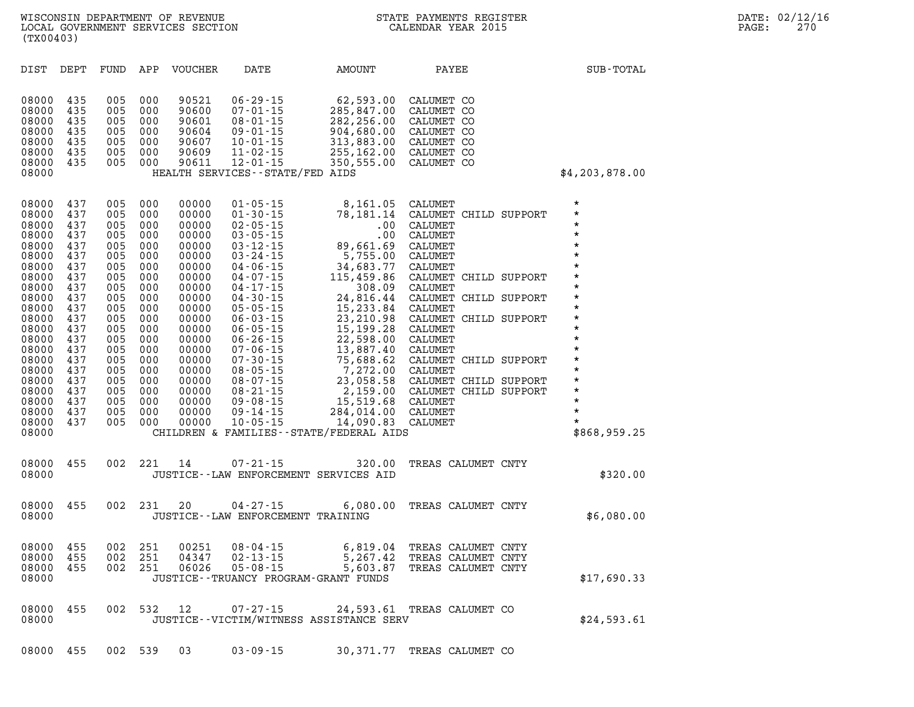| DIST | DEPT | FUND | APP | VOUCHER | DATE | AMOUNT | PAYEE | SUB-TOTAL |
|---|---|---|---|---|---|---|---|---|
| 08000 | 435 | 005 | 000 | 90521 | 06-29-15 | 62,593.00 | CALUMET CO | |
| 08000 | 435 | 005 | 000 | 90600 | 07-01-15 | 285,847.00 | CALUMET CO | |
| 08000 | 435 | 005 | 000 | 90601 | 08-01-15 | 282,256.00 | CALUMET CO | |
| 08000 | 435 | 005 | 000 | 90604 | 09-01-15 | 904,680.00 | CALUMET CO | |
| 08000 | 435 | 005 | 000 | 90607 | 10-01-15 | 313,883.00 | CALUMET CO | |
| 08000 | 435 | 005 | 000 | 90609 | 11-02-15 | 255,162.00 | CALUMET CO | |
| 08000 | 435 | 005 | 000 | 90611 | 12-01-15 | 350,555.00 | CALUMET CO | |
| 08000 | | | | | HEALTH SERVICES--STATE/FED AIDS | | | $4,203,878.00 |
| 08000 | 437 | 005 | 000 | 00000 | 01-05-15 | 8,161.05 | CALUMET | * |
| 08000 | 437 | 005 | 000 | 00000 | 01-30-15 | 78,181.14 | CALUMET CHILD SUPPORT | * |
| 08000 | 437 | 005 | 000 | 00000 | 02-05-15 | .00 | CALUMET | * |
| 08000 | 437 | 005 | 000 | 00000 | 03-05-15 | .00 | CALUMET | * |
| 08000 | 437 | 005 | 000 | 00000 | 03-12-15 | 89,661.69 | CALUMET | * |
| 08000 | 437 | 005 | 000 | 00000 | 03-24-15 | 5,755.00 | CALUMET | * |
| 08000 | 437 | 005 | 000 | 00000 | 04-06-15 | 34,683.77 | CALUMET | * |
| 08000 | 437 | 005 | 000 | 00000 | 04-07-15 | 115,459.86 | CALUMET CHILD SUPPORT | * |
| 08000 | 437 | 005 | 000 | 00000 | 04-17-15 | 308.09 | CALUMET | * |
| 08000 | 437 | 005 | 000 | 00000 | 04-30-15 | 24,816.44 | CALUMET CHILD SUPPORT | * |
| 08000 | 437 | 005 | 000 | 00000 | 05-05-15 | 15,233.84 | CALUMET | * |
| 08000 | 437 | 005 | 000 | 00000 | 06-03-15 | 23,210.98 | CALUMET CHILD SUPPORT | * |
| 08000 | 437 | 005 | 000 | 00000 | 06-05-15 | 15,199.28 | CALUMET | * |
| 08000 | 437 | 005 | 000 | 00000 | 06-26-15 | 22,598.00 | CALUMET | * |
| 08000 | 437 | 005 | 000 | 00000 | 07-06-15 | 13,887.40 | CALUMET | * |
| 08000 | 437 | 005 | 000 | 00000 | 07-30-15 | 75,688.62 | CALUMET CHILD SUPPORT | * |
| 08000 | 437 | 005 | 000 | 00000 | 08-05-15 | 7,272.00 | CALUMET | * |
| 08000 | 437 | 005 | 000 | 00000 | 08-07-15 | 23,058.58 | CALUMET CHILD SUPPORT | * |
| 08000 | 437 | 005 | 000 | 00000 | 08-21-15 | 2,159.00 | CALUMET CHILD SUPPORT | * |
| 08000 | 437 | 005 | 000 | 00000 | 09-08-15 | 15,519.68 | CALUMET | * |
| 08000 | 437 | 005 | 000 | 00000 | 09-14-15 | 284,014.00 | CALUMET | * |
| 08000 | 437 | 005 | 000 | 00000 | 10-05-15 | 14,090.83 | CALUMET | * |
| 08000 | | | | | CHILDREN & FAMILIES--STATE/FEDERAL AIDS | | | $868,959.25 |
| 08000 | 455 | 002 | 221 | 14 | 07-21-15 | 320.00 | TREAS CALUMET CNTY | |
| 08000 | | | | | JUSTICE--LAW ENFORCEMENT SERVICES AID | | | $320.00 |
| 08000 | 455 | 002 | 231 | 20 | 04-27-15 | 6,080.00 | TREAS CALUMET CNTY | |
| 08000 | | | | | JUSTICE--LAW ENFORCEMENT TRAINING | | | $6,080.00 |
| 08000 | 455 | 002 | 251 | 00251 | 08-04-15 | 6,819.04 | TREAS CALUMET CNTY | |
| 08000 | 455 | 002 | 251 | 04347 | 02-13-15 | 5,267.42 | TREAS CALUMET CNTY | |
| 08000 | 455 | 002 | 251 | 06026 | 05-08-15 | 5,603.87 | TREAS CALUMET CNTY | |
| 08000 | | | | | JUSTICE--TRUANCY PROGRAM-GRANT FUNDS | | | $17,690.33 |
| 08000 | 455 | 002 | 532 | 12 | 07-27-15 | 24,593.61 | TREAS CALUMET CO | |
| 08000 | | | | | JUSTICE--VICTIM/WITNESS ASSISTANCE SERV | | | $24,593.61 |
| 08000 | 455 | 002 | 539 | 03 | 03-09-15 | 30,371.77 | TREAS CALUMET CO | |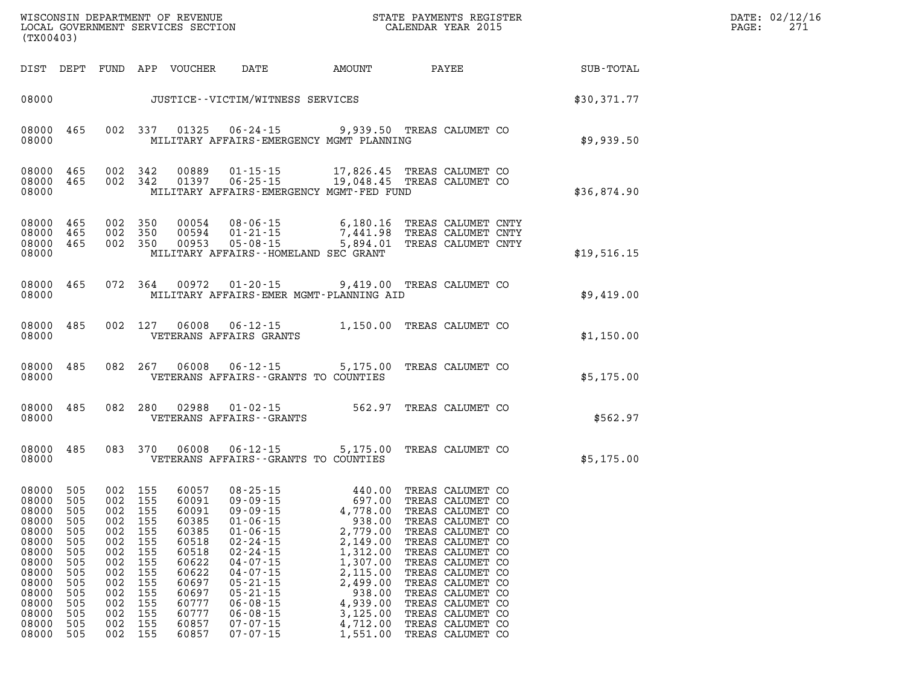WISCONSIN DEPARTMENT OF REVENUE
LOCAL GOVERNMENT SERVICES SECTION
(TX00403)

STATE PAYMENTS REGISTER
CALENDAR YEAR 2015

DATE: 02/12/16
PAGE: 271

| DIST | DEPT | FUND | APP | VOUCHER | DATE | AMOUNT | PAYEE | SUB-TOTAL |
|---|---|---|---|---|---|---|---|---|
| 08000 | | | | | JUSTICE--VICTIM/WITNESS SERVICES | | | $30,371.77 |
| 08000 | 465 | 002 | 337 | 01325 | 06-24-15 | 9,939.50 | TREAS CALUMET CO | |
| 08000 | | | | | MILITARY AFFAIRS-EMERGENCY MGMT PLANNING | | | $9,939.50 |
| 08000 | 465 | 002 | 342 | 00889 | 01-15-15 | 17,826.45 | TREAS CALUMET CO | |
| 08000 | 465 | 002 | 342 | 01397 | 06-25-15 | 19,048.45 | TREAS CALUMET CO | |
| 08000 | | | | | MILITARY AFFAIRS-EMERGENCY MGMT-FED FUND | | | $36,874.90 |
| 08000 | 465 | 002 | 350 | 00054 | 08-06-15 | 6,180.16 | TREAS CALUMET CNTY | |
| 08000 | 465 | 002 | 350 | 00594 | 01-21-15 | 7,441.98 | TREAS CALUMET CNTY | |
| 08000 | 465 | 002 | 350 | 00953 | 05-08-15 | 5,894.01 | TREAS CALUMET CNTY | |
| 08000 | | | | | MILITARY AFFAIRS--HOMELAND SEC GRANT | | | $19,516.15 |
| 08000 | 465 | 072 | 364 | 00972 | 01-20-15 | 9,419.00 | TREAS CALUMET CO | |
| 08000 | | | | | MILITARY AFFAIRS-EMER MGMT-PLANNING AID | | | $9,419.00 |
| 08000 | 485 | 002 | 127 | 06008 | 06-12-15 | 1,150.00 | TREAS CALUMET CO | |
| 08000 | | | | | VETERANS AFFAIRS GRANTS | | | $1,150.00 |
| 08000 | 485 | 082 | 267 | 06008 | 06-12-15 | 5,175.00 | TREAS CALUMET CO | |
| 08000 | | | | | VETERANS AFFAIRS--GRANTS TO COUNTIES | | | $5,175.00 |
| 08000 | 485 | 082 | 280 | 02988 | 01-02-15 | 562.97 | TREAS CALUMET CO | |
| 08000 | | | | | VETERANS AFFAIRS--GRANTS | | | $562.97 |
| 08000 | 485 | 083 | 370 | 06008 | 06-12-15 | 5,175.00 | TREAS CALUMET CO | |
| 08000 | | | | | VETERANS AFFAIRS--GRANTS TO COUNTIES | | | $5,175.00 |
| 08000 | 505 | 002 | 155 | 60057 | 08-25-15 | 440.00 | TREAS CALUMET CO | |
| 08000 | 505 | 002 | 155 | 60091 | 09-09-15 | 697.00 | TREAS CALUMET CO | |
| 08000 | 505 | 002 | 155 | 60091 | 09-09-15 | 4,778.00 | TREAS CALUMET CO | |
| 08000 | 505 | 002 | 155 | 60385 | 01-06-15 | 938.00 | TREAS CALUMET CO | |
| 08000 | 505 | 002 | 155 | 60385 | 01-06-15 | 2,779.00 | TREAS CALUMET CO | |
| 08000 | 505 | 002 | 155 | 60518 | 02-24-15 | 2,149.00 | TREAS CALUMET CO | |
| 08000 | 505 | 002 | 155 | 60518 | 02-24-15 | 1,312.00 | TREAS CALUMET CO | |
| 08000 | 505 | 002 | 155 | 60622 | 04-07-15 | 1,307.00 | TREAS CALUMET CO | |
| 08000 | 505 | 002 | 155 | 60622 | 04-07-15 | 2,115.00 | TREAS CALUMET CO | |
| 08000 | 505 | 002 | 155 | 60697 | 05-21-15 | 2,499.00 | TREAS CALUMET CO | |
| 08000 | 505 | 002 | 155 | 60697 | 05-21-15 | 938.00 | TREAS CALUMET CO | |
| 08000 | 505 | 002 | 155 | 60777 | 06-08-15 | 4,939.00 | TREAS CALUMET CO | |
| 08000 | 505 | 002 | 155 | 60777 | 06-08-15 | 3,125.00 | TREAS CALUMET CO | |
| 08000 | 505 | 002 | 155 | 60857 | 07-07-15 | 4,712.00 | TREAS CALUMET CO | |
| 08000 | 505 | 002 | 155 | 60857 | 07-07-15 | 1,551.00 | TREAS CALUMET CO | |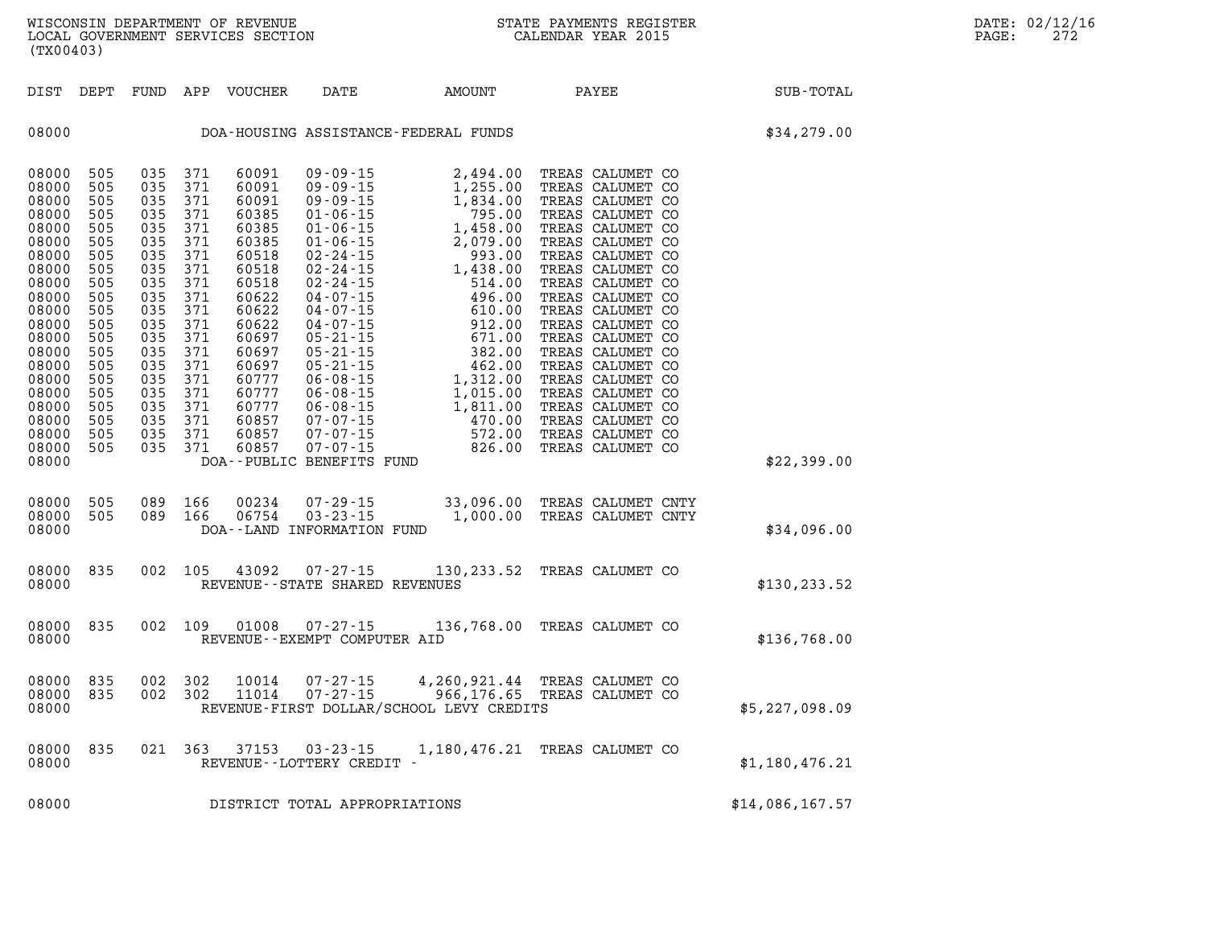WISCONSIN DEPARTMENT OF REVENUE
LOCAL GOVERNMENT SERVICES SECTION
(TX00403)

STATE PAYMENTS REGISTER
CALENDAR YEAR 2015

DATE: 02/12/16

| DIST | DEPT | FUND | APP | VOUCHER | DATE | AMOUNT | PAYEE | SUB-TOTAL |
|---|---|---|---|---|---|---|---|---|
| 08000 | | | | | DOA-HOUSING ASSISTANCE-FEDERAL FUNDS | | | $34,279.00 |
| 08000 | 505 | 035 | 371 | 60091 | 09-09-15 | 2,494.00 | TREAS CALUMET CO | |
| 08000 | 505 | 035 | 371 | 60091 | 09-09-15 | 1,255.00 | TREAS CALUMET CO | |
| 08000 | 505 | 035 | 371 | 60091 | 09-09-15 | 1,834.00 | TREAS CALUMET CO | |
| 08000 | 505 | 035 | 371 | 60385 | 01-06-15 | 795.00 | TREAS CALUMET CO | |
| 08000 | 505 | 035 | 371 | 60385 | 01-06-15 | 1,458.00 | TREAS CALUMET CO | |
| 08000 | 505 | 035 | 371 | 60385 | 01-06-15 | 2,079.00 | TREAS CALUMET CO | |
| 08000 | 505 | 035 | 371 | 60518 | 02-24-15 | 993.00 | TREAS CALUMET CO | |
| 08000 | 505 | 035 | 371 | 60518 | 02-24-15 | 1,438.00 | TREAS CALUMET CO | |
| 08000 | 505 | 035 | 371 | 60518 | 02-24-15 | 514.00 | TREAS CALUMET CO | |
| 08000 | 505 | 035 | 371 | 60622 | 04-07-15 | 496.00 | TREAS CALUMET CO | |
| 08000 | 505 | 035 | 371 | 60622 | 04-07-15 | 610.00 | TREAS CALUMET CO | |
| 08000 | 505 | 035 | 371 | 60622 | 04-07-15 | 912.00 | TREAS CALUMET CO | |
| 08000 | 505 | 035 | 371 | 60697 | 05-21-15 | 671.00 | TREAS CALUMET CO | |
| 08000 | 505 | 035 | 371 | 60697 | 05-21-15 | 382.00 | TREAS CALUMET CO | |
| 08000 | 505 | 035 | 371 | 60697 | 05-21-15 | 462.00 | TREAS CALUMET CO | |
| 08000 | 505 | 035 | 371 | 60777 | 06-08-15 | 1,312.00 | TREAS CALUMET CO | |
| 08000 | 505 | 035 | 371 | 60777 | 06-08-15 | 1,015.00 | TREAS CALUMET CO | |
| 08000 | 505 | 035 | 371 | 60777 | 06-08-15 | 1,811.00 | TREAS CALUMET CO | |
| 08000 | 505 | 035 | 371 | 60857 | 07-07-15 | 470.00 | TREAS CALUMET CO | |
| 08000 | 505 | 035 | 371 | 60857 | 07-07-15 | 572.00 | TREAS CALUMET CO | |
| 08000 | 505 | 035 | 371 | 60857 | 07-07-15 | 826.00 | TREAS CALUMET CO | |
| 08000 | | | | | DOA--PUBLIC BENEFITS FUND | | | $22,399.00 |
| 08000 | 505 | 089 | 166 | 00234 | 07-29-15 | 33,096.00 | TREAS CALUMET CNTY | |
| 08000 | 505 | 089 | 166 | 06754 | 03-23-15 | 1,000.00 | TREAS CALUMET CNTY | |
| 08000 | | | | | DOA--LAND INFORMATION FUND | | | $34,096.00 |
| 08000 | 835 | 002 | 105 | 43092 | 07-27-15 | 130,233.52 | TREAS CALUMET CO | |
| 08000 | | | | | REVENUE--STATE SHARED REVENUES | | | $130,233.52 |
| 08000 | 835 | 002 | 109 | 01008 | 07-27-15 | 136,768.00 | TREAS CALUMET CO | |
| 08000 | | | | | REVENUE--EXEMPT COMPUTER AID | | | $136,768.00 |
| 08000 | 835 | 002 | 302 | 10014 | 07-27-15 | 4,260,921.44 | TREAS CALUMET CO | |
| 08000 | 835 | 002 | 302 | 11014 | 07-27-15 | 966,176.65 | TREAS CALUMET CO | |
| 08000 | | | | | REVENUE-FIRST DOLLAR/SCHOOL LEVY CREDITS | | | $5,227,098.09 |
| 08000 | 835 | 021 | 363 | 37153 | 03-23-15 | 1,180,476.21 | TREAS CALUMET CO | |
| 08000 | | | | | REVENUE--LOTTERY CREDIT - | | | $1,180,476.21 |
| 08000 | | | | | DISTRICT TOTAL APPROPRIATIONS | | | $14,086,167.57 |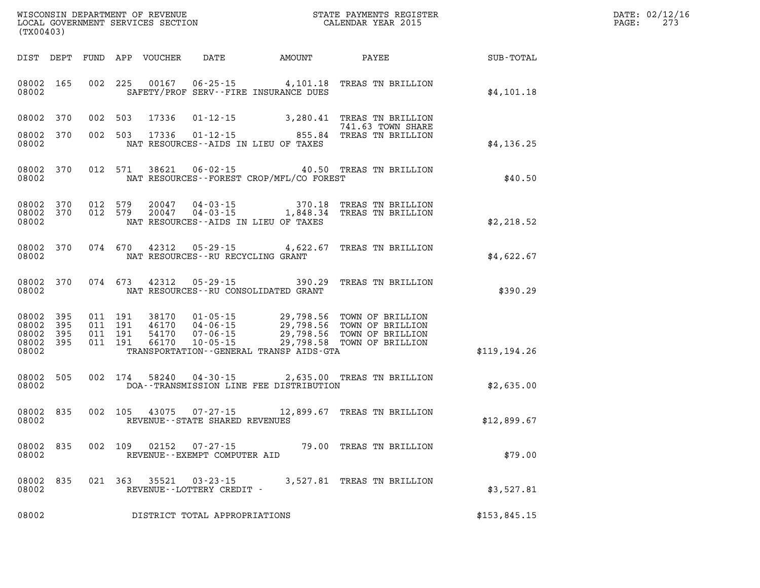WISCONSIN DEPARTMENT OF REVENUE
LOCAL GOVERNMENT SERVICES SECTION
(TX00403)

STATE PAYMENTS REGISTER
CALENDAR YEAR 2015

DATE: 02/12/16
PAGE: 273

| DIST | DEPT | FUND | APP | VOUCHER | DATE | AMOUNT | PAYEE | SUB-TOTAL |
|---|---|---|---|---|---|---|---|---|
| 08002 | 165 | 002 | 225 | 00167 | 06-25-15 | 4,101.18 | TREAS TN BRILLION | |
| 08002 | | | | | SAFETY/PROF SERV--FIRE INSURANCE DUES | | | $4,101.18 |
| 08002 | 370 | 002 | 503 | 17336 | 01-12-15 | 3,280.41 | TREAS TN BRILLION | |
| | | | | | | | 741.63 TOWN SHARE | |
| 08002 | 370 | 002 | 503 | 17336 | 01-12-15 | 855.84 | TREAS TN BRILLION | |
| 08002 | | | | | NAT RESOURCES--AIDS IN LIEU OF TAXES | | | $4,136.25 |
| 08002 | 370 | 012 | 571 | 38621 | 06-02-15 | 40.50 | TREAS TN BRILLION | |
| 08002 | | | | | NAT RESOURCES--FOREST CROP/MFL/CO FOREST | | | $40.50 |
| 08002 | 370 | 012 | 579 | 20047 | 04-03-15 | 370.18 | TREAS TN BRILLION | |
| 08002 | 370 | 012 | 579 | 20047 | 04-03-15 | 1,848.34 | TREAS TN BRILLION | |
| 08002 | | | | | NAT RESOURCES--AIDS IN LIEU OF TAXES | | | $2,218.52 |
| 08002 | 370 | 074 | 670 | 42312 | 05-29-15 | 4,622.67 | TREAS TN BRILLION | |
| 08002 | | | | | NAT RESOURCES--RU RECYCLING GRANT | | | $4,622.67 |
| 08002 | 370 | 074 | 673 | 42312 | 05-29-15 | 390.29 | TREAS TN BRILLION | |
| 08002 | | | | | NAT RESOURCES--RU CONSOLIDATED GRANT | | | $390.29 |
| 08002 | 395 | 011 | 191 | 38170 | 01-05-15 | 29,798.56 | TOWN OF BRILLION | |
| 08002 | 395 | 011 | 191 | 46170 | 04-06-15 | 29,798.56 | TOWN OF BRILLION | |
| 08002 | 395 | 011 | 191 | 54170 | 07-06-15 | 29,798.56 | TOWN OF BRILLION | |
| 08002 | 395 | 011 | 191 | 66170 | 10-05-15 | 29,798.58 | TOWN OF BRILLION | |
| 08002 | | | | | TRANSPORTATION--GENERAL TRANSP AIDS-GTA | | | $119,194.26 |
| 08002 | 505 | 002 | 174 | 58240 | 04-30-15 | 2,635.00 | TREAS TN BRILLION | |
| 08002 | | | | | DOA--TRANSMISSION LINE FEE DISTRIBUTION | | | $2,635.00 |
| 08002 | 835 | 002 | 105 | 43075 | 07-27-15 | 12,899.67 | TREAS TN BRILLION | |
| 08002 | | | | | REVENUE--STATE SHARED REVENUES | | | $12,899.67 |
| 08002 | 835 | 002 | 109 | 02152 | 07-27-15 | 79.00 | TREAS TN BRILLION | |
| 08002 | | | | | REVENUE--EXEMPT COMPUTER AID | | | $79.00 |
| 08002 | 835 | 021 | 363 | 35521 | 03-23-15 | 3,527.81 | TREAS TN BRILLION | |
| 08002 | | | | | REVENUE--LOTTERY CREDIT - | | | $3,527.81 |
| 08002 | | | | | DISTRICT TOTAL APPROPRIATIONS | | | $153,845.15 |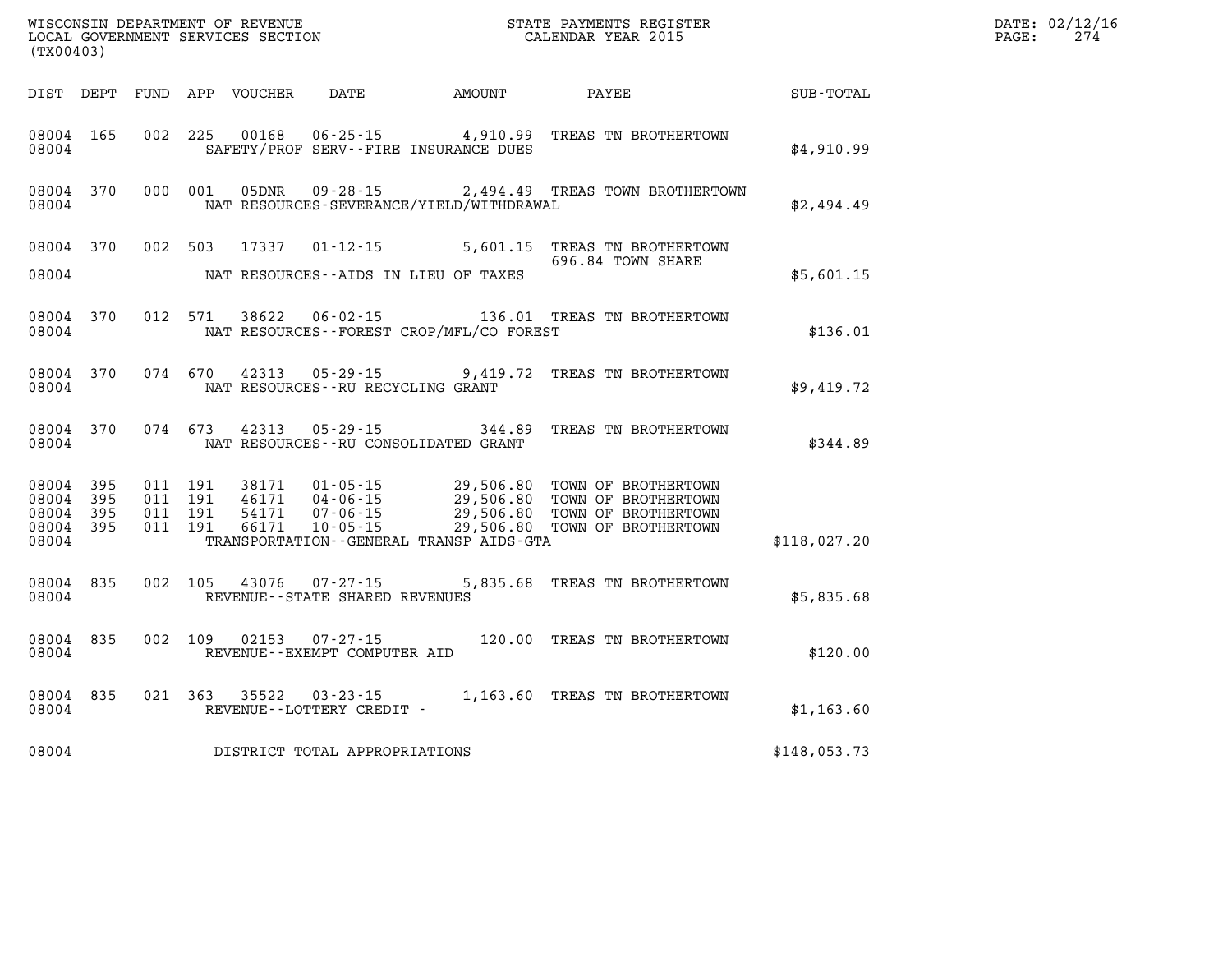WISCONSIN DEPARTMENT OF REVENUE
LOCAL GOVERNMENT SERVICES SECTION
(TX00403)

STATE PAYMENTS REGISTER
CALENDAR YEAR 2015

DATE: 02/12/16
PAGE: 274

| DIST | DEPT | FUND | APP | VOUCHER | DATE | AMOUNT | PAYEE | SUB-TOTAL |
|---|---|---|---|---|---|---|---|---|
| 08004 | 165 | 002 | 225 | 00168 | 06-25-15 | 4,910.99 | TREAS TN BROTHERTOWN | |
| 08004 | | | | SAFETY/PROF SERV--FIRE INSURANCE DUES | | | | $4,910.99 |
| 08004 | 370 | 000 | 001 | 05DNR | 09-28-15 | 2,494.49 | TREAS TOWN BROTHERTOWN | |
| 08004 | | | | NAT RESOURCES-SEVERANCE/YIELD/WITHDRAWAL | | | | $2,494.49 |
| 08004 | 370 | 002 | 503 | 17337 | 01-12-15 | 5,601.15 | TREAS TN BROTHERTOWN | |
| | | | | | | | 696.84 TOWN SHARE | |
| 08004 | | | | NAT RESOURCES--AIDS IN LIEU OF TAXES | | | | $5,601.15 |
| 08004 | 370 | 012 | 571 | 38622 | 06-02-15 | 136.01 | TREAS TN BROTHERTOWN | |
| 08004 | | | | NAT RESOURCES--FOREST CROP/MFL/CO FOREST | | | | $136.01 |
| 08004 | 370 | 074 | 670 | 42313 | 05-29-15 | 9,419.72 | TREAS TN BROTHERTOWN | |
| 08004 | | | | NAT RESOURCES--RU RECYCLING GRANT | | | | $9,419.72 |
| 08004 | 370 | 074 | 673 | 42313 | 05-29-15 | 344.89 | TREAS TN BROTHERTOWN | |
| 08004 | | | | NAT RESOURCES--RU CONSOLIDATED GRANT | | | | $344.89 |
| 08004 | 395 | 011 | 191 | 38171 | 01-05-15 | 29,506.80 | TOWN OF BROTHERTOWN | |
| 08004 | 395 | 011 | 191 | 46171 | 04-06-15 | 29,506.80 | TOWN OF BROTHERTOWN | |
| 08004 | 395 | 011 | 191 | 54171 | 07-06-15 | 29,506.80 | TOWN OF BROTHERTOWN | |
| 08004 | 395 | 011 | 191 | 66171 | 10-05-15 | 29,506.80 | TOWN OF BROTHERTOWN | |
| 08004 | | | | TRANSPORTATION--GENERAL TRANSP AIDS-GTA | | | | $118,027.20 |
| 08004 | 835 | 002 | 105 | 43076 | 07-27-15 | 5,835.68 | TREAS TN BROTHERTOWN | |
| 08004 | | | | REVENUE--STATE SHARED REVENUES | | | | $5,835.68 |
| 08004 | 835 | 002 | 109 | 02153 | 07-27-15 | 120.00 | TREAS TN BROTHERTOWN | |
| 08004 | | | | REVENUE--EXEMPT COMPUTER AID | | | | $120.00 |
| 08004 | 835 | 021 | 363 | 35522 | 03-23-15 | 1,163.60 | TREAS TN BROTHERTOWN | |
| 08004 | | | | REVENUE--LOTTERY CREDIT - | | | | $1,163.60 |
| 08004 | | | | DISTRICT TOTAL APPROPRIATIONS | | | | $148,053.73 |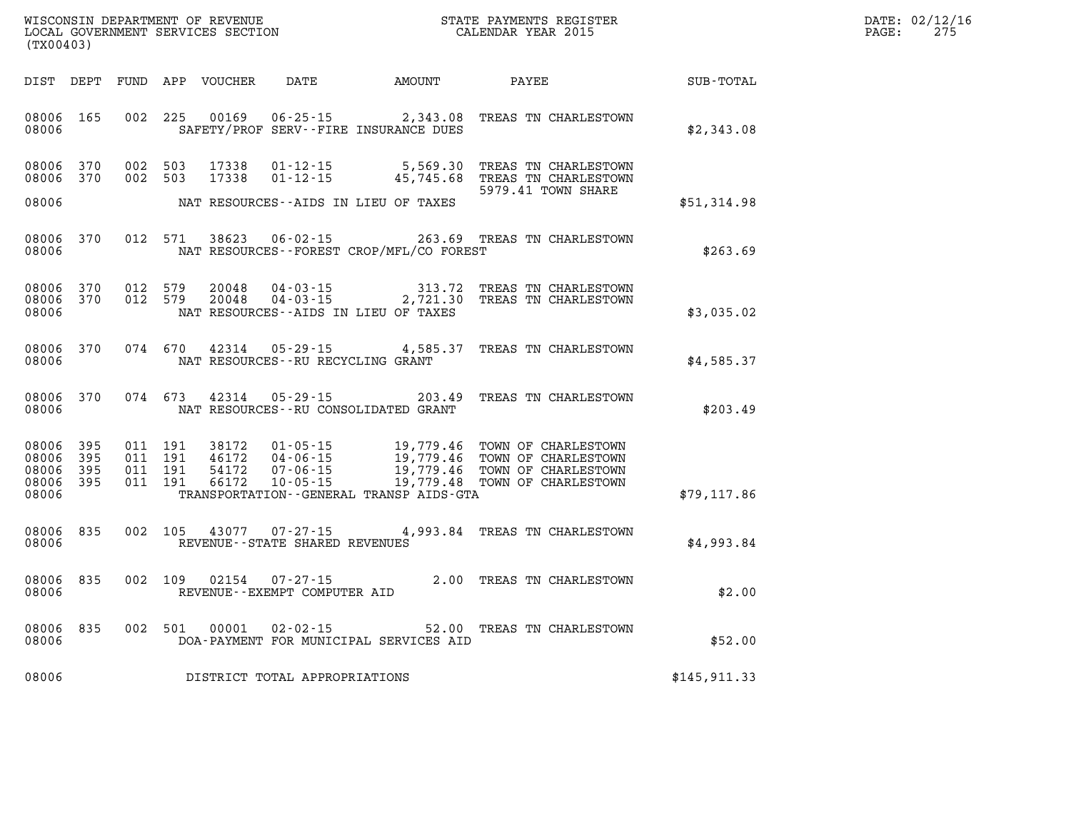WISCONSIN DEPARTMENT OF REVENUE
LOCAL GOVERNMENT SERVICES SECTION
(TX00403)

STATE PAYMENTS REGISTER
CALENDAR YEAR 2015

DATE: 02/12/16
PAGE: 275

| DIST | DEPT | FUND | APP | VOUCHER | DATE | AMOUNT | PAYEE | SUB-TOTAL |
|---|---|---|---|---|---|---|---|---|
| 08006 | 165 | 002 | 225 | 00169 | 06-25-15 | 2,343.08 | TREAS TN CHARLESTOWN | |
| 08006 | | | | | SAFETY/PROF SERV--FIRE INSURANCE DUES | | | $2,343.08 |
| 08006 | 370 | 002 | 503 | 17338 | 01-12-15 | 5,569.30 | TREAS TN CHARLESTOWN | |
| 08006 | 370 | 002 | 503 | 17338 | 01-12-15 | 45,745.68 | TREAS TN CHARLESTOWN<br>5979.41 TOWN SHARE | |
| 08006 | | | | | NAT RESOURCES--AIDS IN LIEU OF TAXES | | | $51,314.98 |
| 08006 | 370 | 012 | 571 | 38623 | 06-02-15 | 263.69 | TREAS TN CHARLESTOWN | |
| 08006 | | | | | NAT RESOURCES--FOREST CROP/MFL/CO FOREST | | | $263.69 |
| 08006 | 370 | 012 | 579 | 20048 | 04-03-15 | 313.72 | TREAS TN CHARLESTOWN | |
| 08006 | 370 | 012 | 579 | 20048 | 04-03-15 | 2,721.30 | TREAS TN CHARLESTOWN | |
| 08006 | | | | | NAT RESOURCES--AIDS IN LIEU OF TAXES | | | $3,035.02 |
| 08006 | 370 | 074 | 670 | 42314 | 05-29-15 | 4,585.37 | TREAS TN CHARLESTOWN | |
| 08006 | | | | | NAT RESOURCES--RU RECYCLING GRANT | | | $4,585.37 |
| 08006 | 370 | 074 | 673 | 42314 | 05-29-15 | 203.49 | TREAS TN CHARLESTOWN | |
| 08006 | | | | | NAT RESOURCES--RU CONSOLIDATED GRANT | | | $203.49 |
| 08006 | 395 | 011 | 191 | 38172 | 01-05-15 | 19,779.46 | TOWN OF CHARLESTOWN | |
| 08006 | 395 | 011 | 191 | 46172 | 04-06-15 | 19,779.46 | TOWN OF CHARLESTOWN | |
| 08006 | 395 | 011 | 191 | 54172 | 07-06-15 | 19,779.46 | TOWN OF CHARLESTOWN | |
| 08006 | 395 | 011 | 191 | 66172 | 10-05-15 | 19,779.48 | TOWN OF CHARLESTOWN | |
| 08006 | | | | | TRANSPORTATION--GENERAL TRANSP AIDS-GTA | | | $79,117.86 |
| 08006 | 835 | 002 | 105 | 43077 | 07-27-15 | 4,993.84 | TREAS TN CHARLESTOWN | |
| 08006 | | | | | REVENUE--STATE SHARED REVENUES | | | $4,993.84 |
| 08006 | 835 | 002 | 109 | 02154 | 07-27-15 | 2.00 | TREAS TN CHARLESTOWN | |
| 08006 | | | | | REVENUE--EXEMPT COMPUTER AID | | | $2.00 |
| 08006 | 835 | 002 | 501 | 00001 | 02-02-15 | 52.00 | TREAS TN CHARLESTOWN | |
| 08006 | | | | | DOA-PAYMENT FOR MUNICIPAL SERVICES AID | | | $52.00 |
| 08006 | | | | | DISTRICT TOTAL APPROPRIATIONS | | | $145,911.33 |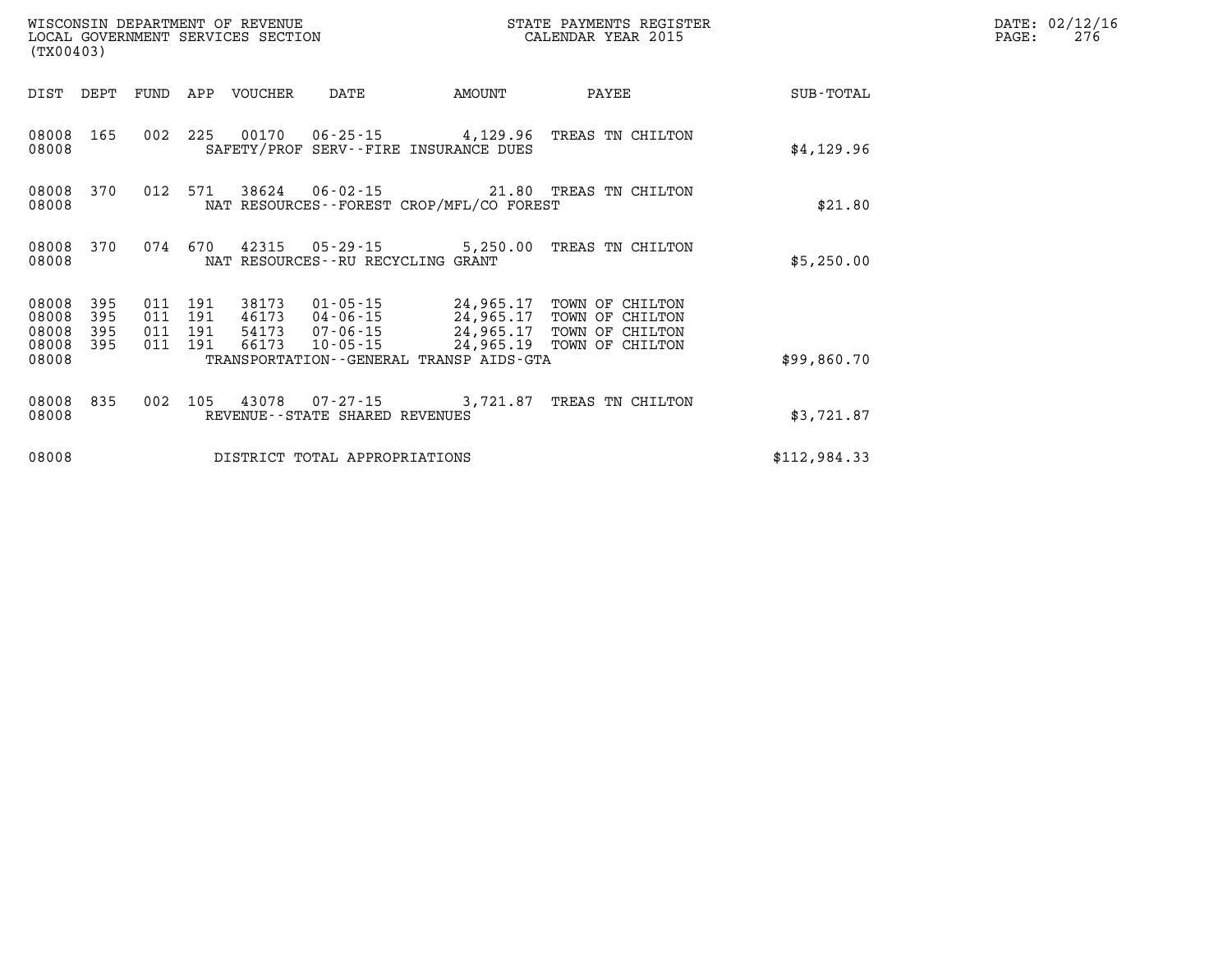WISCONSIN DEPARTMENT OF REVENUE
LOCAL GOVERNMENT SERVICES SECTION
(TX00403)

STATE PAYMENTS REGISTER
CALENDAR YEAR 2015

DATE: 02/12/16
PAGE: 276

| DIST | DEPT | FUND | APP | VOUCHER | DATE | AMOUNT | PAYEE | SUB-TOTAL |
|---|---|---|---|---|---|---|---|---|
| 08008 | 165 | 002 | 225 | 00170 | 06-25-15 | 4,129.96 | TREAS TN CHILTON | |
| 08008 | | | | SAFETY/PROF SERV--FIRE INSURANCE DUES | | | | $4,129.96 |
| 08008 | 370 | 012 | 571 | 38624 | 06-02-15 | 21.80 | TREAS TN CHILTON | |
| 08008 | | | | NAT RESOURCES--FOREST CROP/MFL/CO FOREST | | | | $21.80 |
| 08008 | 370 | 074 | 670 | 42315 | 05-29-15 | 5,250.00 | TREAS TN CHILTON | |
| 08008 | | | | NAT RESOURCES--RU RECYCLING GRANT | | | | $5,250.00 |
| 08008 | 395 | 011 | 191 | 38173 | 01-05-15 | 24,965.17 | TOWN OF CHILTON | |
| 08008 | 395 | 011 | 191 | 46173 | 04-06-15 | 24,965.17 | TOWN OF CHILTON | |
| 08008 | 395 | 011 | 191 | 54173 | 07-06-15 | 24,965.17 | TOWN OF CHILTON | |
| 08008 | 395 | 011 | 191 | 66173 | 10-05-15 | 24,965.19 | TOWN OF CHILTON | |
| 08008 | | | | TRANSPORTATION--GENERAL TRANSP AIDS-GTA | | | | $99,860.70 |
| 08008 | 835 | 002 | 105 | 43078 | 07-27-15 | 3,721.87 | TREAS TN CHILTON | |
| 08008 | | | | REVENUE--STATE SHARED REVENUES | | | | $3,721.87 |
| 08008 | | | | DISTRICT TOTAL APPROPRIATIONS | | | | $112,984.33 |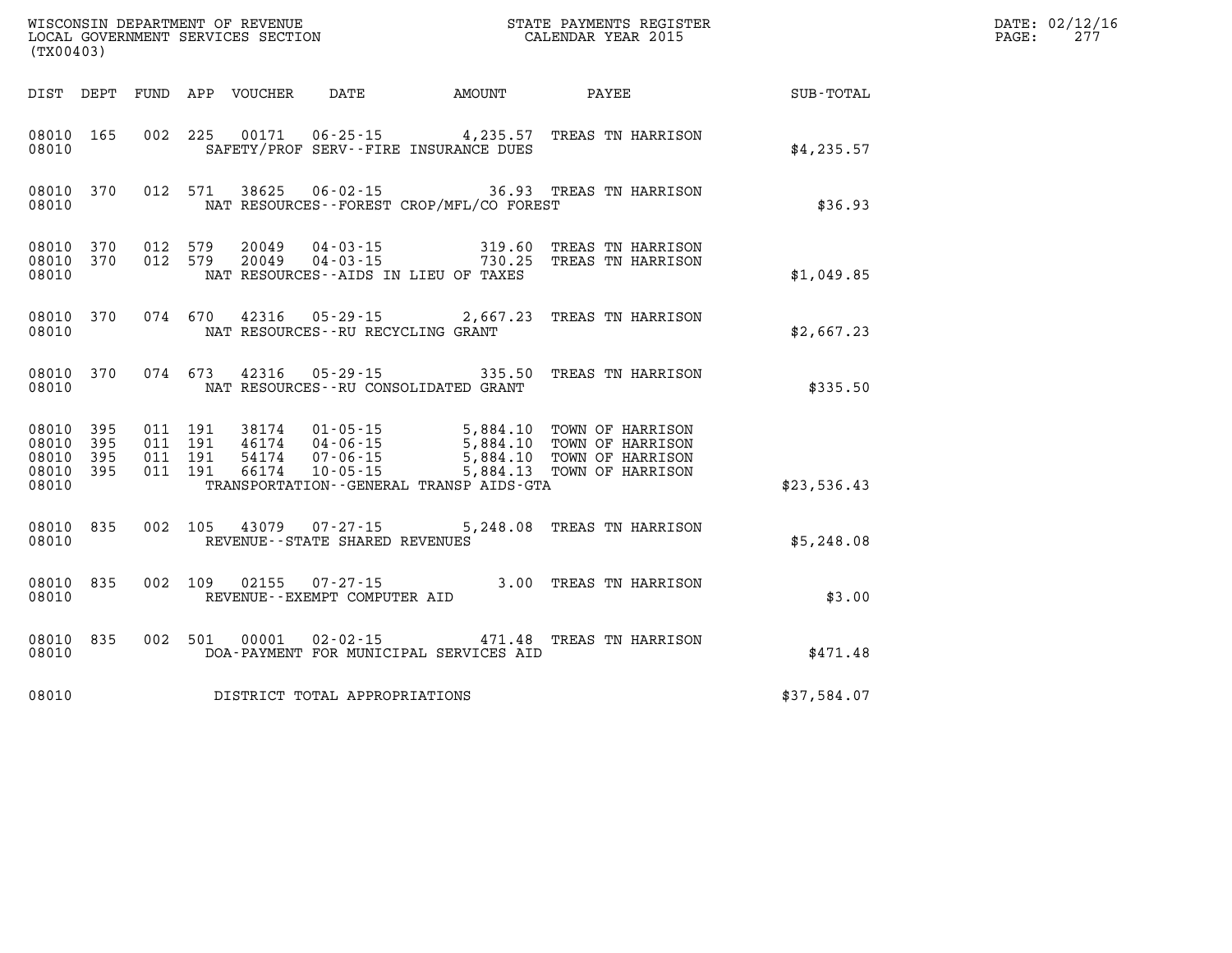WISCONSIN DEPARTMENT OF REVENUE
LOCAL GOVERNMENT SERVICES SECTION
(TX00403)

STATE PAYMENTS REGISTER
CALENDAR YEAR 2015

DATE: 02/12/16
PAGE: 277

| DIST | DEPT | FUND | APP | VOUCHER | DATE | AMOUNT | PAYEE | SUB-TOTAL |
|---|---|---|---|---|---|---|---|---|
| 08010 | 165 | 002 | 225 | 00171 | 06-25-15 | 4,235.57 | TREAS TN HARRISON | |
| 08010 | | | | | SAFETY/PROF SERV--FIRE INSURANCE DUES | | | $4,235.57 |
| 08010 | 370 | 012 | 571 | 38625 | 06-02-15 | 36.93 | TREAS TN HARRISON | |
| 08010 | | | | | NAT RESOURCES--FOREST CROP/MFL/CO FOREST | | | $36.93 |
| 08010 | 370 | 012 | 579 | 20049 | 04-03-15 | 319.60 | TREAS TN HARRISON | |
| 08010 | 370 | 012 | 579 | 20049 | 04-03-15 | 730.25 | TREAS TN HARRISON | |
| 08010 | | | | | NAT RESOURCES--AIDS IN LIEU OF TAXES | | | $1,049.85 |
| 08010 | 370 | 074 | 670 | 42316 | 05-29-15 | 2,667.23 | TREAS TN HARRISON | |
| 08010 | | | | | NAT RESOURCES--RU RECYCLING GRANT | | | $2,667.23 |
| 08010 | 370 | 074 | 673 | 42316 | 05-29-15 | 335.50 | TREAS TN HARRISON | |
| 08010 | | | | | NAT RESOURCES--RU CONSOLIDATED GRANT | | | $335.50 |
| 08010 | 395 | 011 | 191 | 38174 | 01-05-15 | 5,884.10 | TOWN OF HARRISON | |
| 08010 | 395 | 011 | 191 | 46174 | 04-06-15 | 5,884.10 | TOWN OF HARRISON | |
| 08010 | 395 | 011 | 191 | 54174 | 07-06-15 | 5,884.10 | TOWN OF HARRISON | |
| 08010 | 395 | 011 | 191 | 66174 | 10-05-15 | 5,884.13 | TOWN OF HARRISON | |
| 08010 | | | | | TRANSPORTATION--GENERAL TRANSP AIDS-GTA | | | $23,536.43 |
| 08010 | 835 | 002 | 105 | 43079 | 07-27-15 | 5,248.08 | TREAS TN HARRISON | |
| 08010 | | | | | REVENUE--STATE SHARED REVENUES | | | $5,248.08 |
| 08010 | 835 | 002 | 109 | 02155 | 07-27-15 | 3.00 | TREAS TN HARRISON | |
| 08010 | | | | | REVENUE--EXEMPT COMPUTER AID | | | $3.00 |
| 08010 | 835 | 002 | 501 | 00001 | 02-02-15 | 471.48 | TREAS TN HARRISON | |
| 08010 | | | | | DOA-PAYMENT FOR MUNICIPAL SERVICES AID | | | $471.48 |
| 08010 | | | | | DISTRICT TOTAL APPROPRIATIONS | | | $37,584.07 |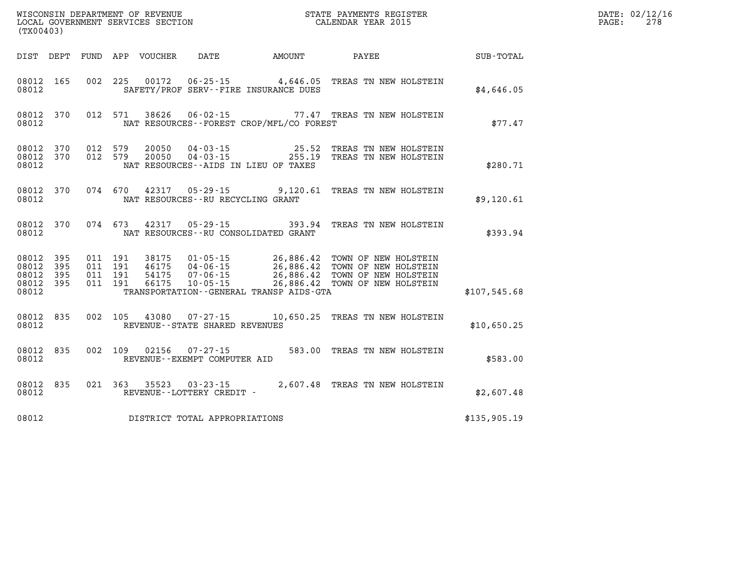WISCONSIN DEPARTMENT OF REVENUE
LOCAL GOVERNMENT SERVICES SECTION
(TX00403)

STATE PAYMENTS REGISTER
CALENDAR YEAR 2015

DATE: 02/12/16
PAGE: 278

| DIST | DEPT | FUND | APP | VOUCHER | DATE | AMOUNT | PAYEE | SUB-TOTAL |
|---|---|---|---|---|---|---|---|---|
| 08012 | 165 | 002 | 225 | 00172 | 06-25-15 | 4,646.05 | TREAS TN NEW HOLSTEIN | |
| 08012 | | | | SAFETY/PROF SERV--FIRE INSURANCE DUES | | | | $4,646.05 |
| 08012 | 370 | 012 | 571 | 38626 | 06-02-15 | 77.47 | TREAS TN NEW HOLSTEIN | |
| 08012 | | | | NAT RESOURCES--FOREST CROP/MFL/CO FOREST | | | | $77.47 |
| 08012 | 370 | 012 | 579 | 20050 | 04-03-15 | 25.52 | TREAS TN NEW HOLSTEIN | |
| 08012 | 370 | 012 | 579 | 20050 | 04-03-15 | 255.19 | TREAS TN NEW HOLSTEIN | |
| 08012 | | | | NAT RESOURCES--AIDS IN LIEU OF TAXES | | | | $280.71 |
| 08012 | 370 | 074 | 670 | 42317 | 05-29-15 | 9,120.61 | TREAS TN NEW HOLSTEIN | |
| 08012 | | | | NAT RESOURCES--RU RECYCLING GRANT | | | | $9,120.61 |
| 08012 | 370 | 074 | 673 | 42317 | 05-29-15 | 393.94 | TREAS TN NEW HOLSTEIN | |
| 08012 | | | | NAT RESOURCES--RU CONSOLIDATED GRANT | | | | $393.94 |
| 08012 | 395 | 011 | 191 | 38175 | 01-05-15 | 26,886.42 | TOWN OF NEW HOLSTEIN | |
| 08012 | 395 | 011 | 191 | 46175 | 04-06-15 | 26,886.42 | TOWN OF NEW HOLSTEIN | |
| 08012 | 395 | 011 | 191 | 54175 | 07-06-15 | 26,886.42 | TOWN OF NEW HOLSTEIN | |
| 08012 | 395 | 011 | 191 | 66175 | 10-05-15 | 26,886.42 | TOWN OF NEW HOLSTEIN | |
| 08012 | | | | TRANSPORTATION--GENERAL TRANSP AIDS-GTA | | | | $107,545.68 |
| 08012 | 835 | 002 | 105 | 43080 | 07-27-15 | 10,650.25 | TREAS TN NEW HOLSTEIN | |
| 08012 | | | | REVENUE--STATE SHARED REVENUES | | | | $10,650.25 |
| 08012 | 835 | 002 | 109 | 02156 | 07-27-15 | 583.00 | TREAS TN NEW HOLSTEIN | |
| 08012 | | | | REVENUE--EXEMPT COMPUTER AID | | | | $583.00 |
| 08012 | 835 | 021 | 363 | 35523 | 03-23-15 | 2,607.48 | TREAS TN NEW HOLSTEIN | |
| 08012 | | | | REVENUE--LOTTERY CREDIT - | | | | $2,607.48 |
| 08012 | | | | DISTRICT TOTAL APPROPRIATIONS | | | | $135,905.19 |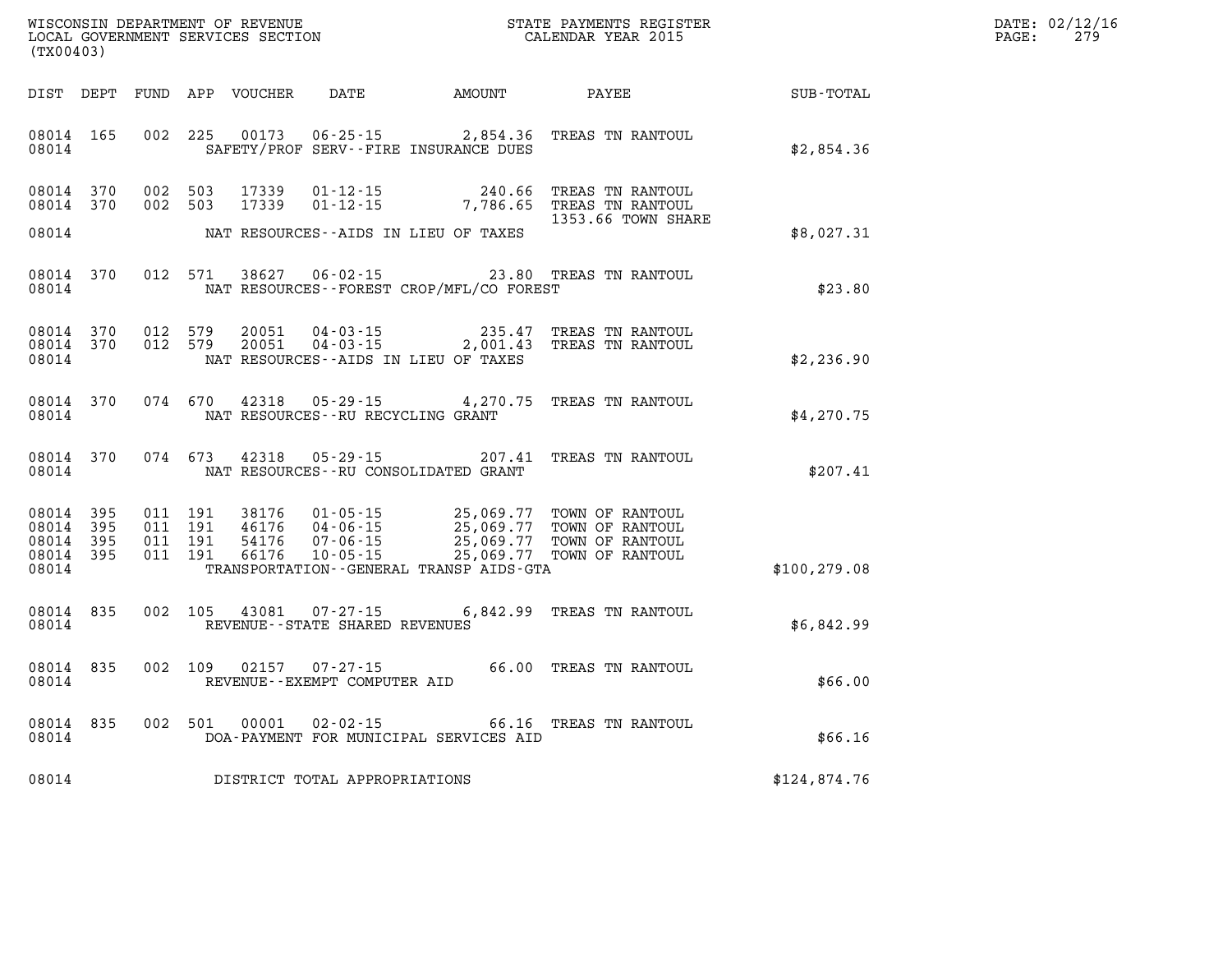WISCONSIN DEPARTMENT OF REVENUE
LOCAL GOVERNMENT SERVICES SECTION
(TX00403)

STATE PAYMENTS REGISTER
CALENDAR YEAR 2015

DATE: 02/12/16
PAGE: 279

| DIST | DEPT | FUND | APP | VOUCHER | DATE | AMOUNT | PAYEE | SUB-TOTAL |
|---|---|---|---|---|---|---|---|---|
| 08014 | 165 | 002 | 225 | 00173 | 06-25-15 | 2,854.36 | TREAS TN RANTOUL | |
| 08014 | | | | | SAFETY/PROF SERV--FIRE INSURANCE DUES | | | $2,854.36 |
| 08014 | 370 | 002 | 503 | 17339 | 01-12-15 | 240.66 | TREAS TN RANTOUL | |
| 08014 | 370 | 002 | 503 | 17339 | 01-12-15 | 7,786.65 | TREAS TN RANTOUL 1353.66 TOWN SHARE | |
| 08014 | | | | | NAT RESOURCES--AIDS IN LIEU OF TAXES | | | $8,027.31 |
| 08014 | 370 | 012 | 571 | 38627 | 06-02-15 | 23.80 | TREAS TN RANTOUL | |
| 08014 | | | | | NAT RESOURCES--FOREST CROP/MFL/CO FOREST | | | $23.80 |
| 08014 | 370 | 012 | 579 | 20051 | 04-03-15 | 235.47 | TREAS TN RANTOUL | |
| 08014 | 370 | 012 | 579 | 20051 | 04-03-15 | 2,001.43 | TREAS TN RANTOUL | |
| 08014 | | | | | NAT RESOURCES--AIDS IN LIEU OF TAXES | | | $2,236.90 |
| 08014 | 370 | 074 | 670 | 42318 | 05-29-15 | 4,270.75 | TREAS TN RANTOUL | |
| 08014 | | | | | NAT RESOURCES--RU RECYCLING GRANT | | | $4,270.75 |
| 08014 | 370 | 074 | 673 | 42318 | 05-29-15 | 207.41 | TREAS TN RANTOUL | |
| 08014 | | | | | NAT RESOURCES--RU CONSOLIDATED GRANT | | | $207.41 |
| 08014 | 395 | 011 | 191 | 38176 | 01-05-15 | 25,069.77 | TOWN OF RANTOUL | |
| 08014 | 395 | 011 | 191 | 46176 | 04-06-15 | 25,069.77 | TOWN OF RANTOUL | |
| 08014 | 395 | 011 | 191 | 54176 | 07-06-15 | 25,069.77 | TOWN OF RANTOUL | |
| 08014 | 395 | 011 | 191 | 66176 | 10-05-15 | 25,069.77 | TOWN OF RANTOUL | |
| 08014 | | | | | TRANSPORTATION--GENERAL TRANSP AIDS-GTA | | | $100,279.08 |
| 08014 | 835 | 002 | 105 | 43081 | 07-27-15 | 6,842.99 | TREAS TN RANTOUL | |
| 08014 | | | | | REVENUE--STATE SHARED REVENUES | | | $6,842.99 |
| 08014 | 835 | 002 | 109 | 02157 | 07-27-15 | 66.00 | TREAS TN RANTOUL | |
| 08014 | | | | | REVENUE--EXEMPT COMPUTER AID | | | $66.00 |
| 08014 | 835 | 002 | 501 | 00001 | 02-02-15 | 66.16 | TREAS TN RANTOUL | |
| 08014 | | | | | DOA-PAYMENT FOR MUNICIPAL SERVICES AID | | | $66.16 |
| 08014 | | | | | DISTRICT TOTAL APPROPRIATIONS | | | $124,874.76 |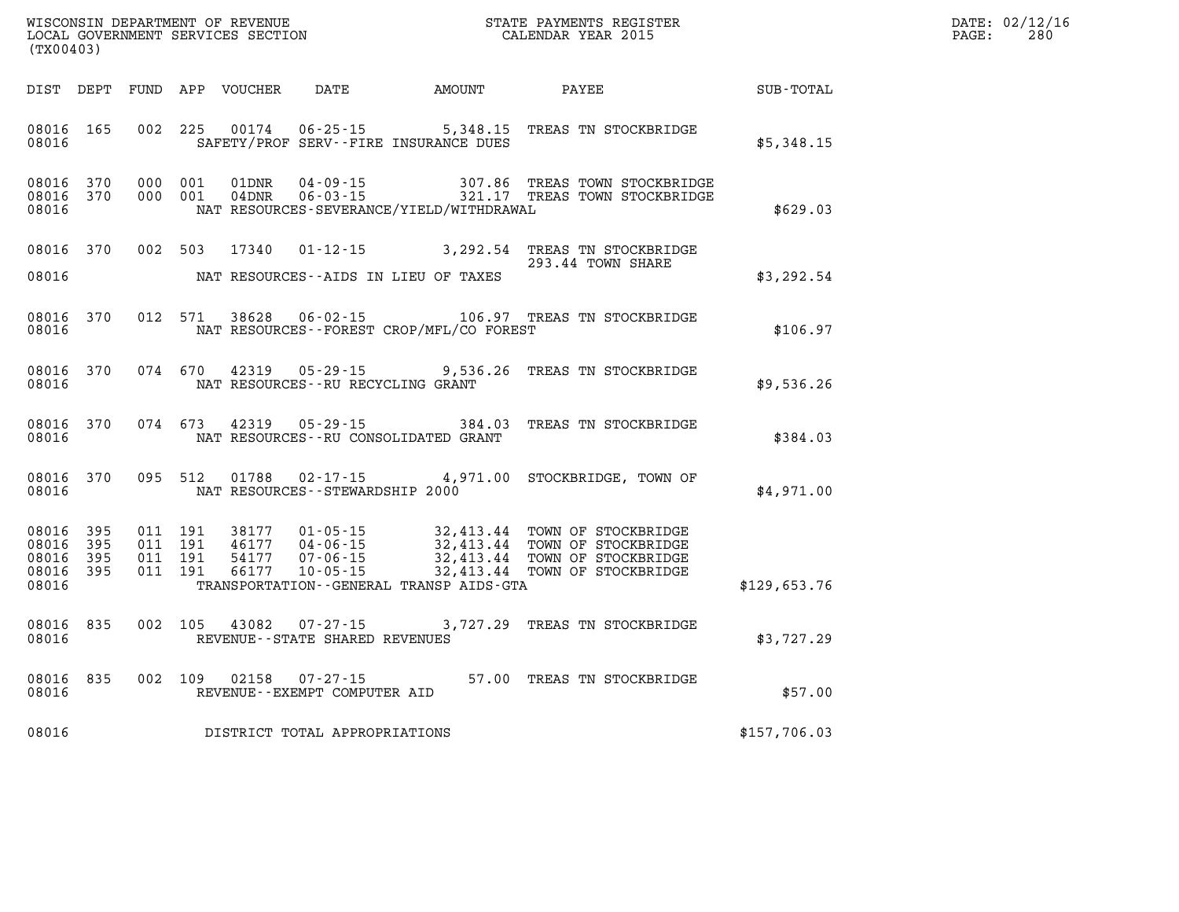WISCONSIN DEPARTMENT OF REVENUE
LOCAL GOVERNMENT SERVICES SECTION
(TX00403)

STATE PAYMENTS REGISTER
CALENDAR YEAR 2015

DATE: 02/12/16
PAGE: 280

| DIST | DEPT | FUND | APP | VOUCHER | DATE | AMOUNT | PAYEE | SUB-TOTAL |
|---|---|---|---|---|---|---|---|---|
| 08016 | 165 | 002 | 225 | 00174 | 06-25-15 | 5,348.15 | TREAS TN STOCKBRIDGE | |
| 08016 | | | | SAFETY/PROF SERV--FIRE INSURANCE DUES | | | | $5,348.15 |
| 08016 | 370 | 000 | 001 | 01DNR | 04-09-15 | 307.86 | TREAS TOWN STOCKBRIDGE | |
| 08016 | 370 | 000 | 001 | 04DNR | 06-03-15 | 321.17 | TREAS TOWN STOCKBRIDGE | |
| 08016 | | | | NAT RESOURCES-SEVERANCE/YIELD/WITHDRAWAL | | | | $629.03 |
| 08016 | 370 | 002 | 503 | 17340 | 01-12-15 | 3,292.54 | TREAS TN STOCKBRIDGE 293.44 TOWN SHARE | |
| 08016 | | | | NAT RESOURCES--AIDS IN LIEU OF TAXES | | | | $3,292.54 |
| 08016 | 370 | 012 | 571 | 38628 | 06-02-15 | 106.97 | TREAS TN STOCKBRIDGE | |
| 08016 | | | | NAT RESOURCES--FOREST CROP/MFL/CO FOREST | | | | $106.97 |
| 08016 | 370 | 074 | 670 | 42319 | 05-29-15 | 9,536.26 | TREAS TN STOCKBRIDGE | |
| 08016 | | | | NAT RESOURCES--RU RECYCLING GRANT | | | | $9,536.26 |
| 08016 | 370 | 074 | 673 | 42319 | 05-29-15 | 384.03 | TREAS TN STOCKBRIDGE | |
| 08016 | | | | NAT RESOURCES--RU CONSOLIDATED GRANT | | | | $384.03 |
| 08016 | 370 | 095 | 512 | 01788 | 02-17-15 | 4,971.00 | STOCKBRIDGE, TOWN OF | |
| 08016 | | | | NAT RESOURCES--STEWARDSHIP 2000 | | | | $4,971.00 |
| 08016 | 395 | 011 | 191 | 38177 | 01-05-15 | 32,413.44 | TOWN OF STOCKBRIDGE | |
| 08016 | 395 | 011 | 191 | 46177 | 04-06-15 | 32,413.44 | TOWN OF STOCKBRIDGE | |
| 08016 | 395 | 011 | 191 | 54177 | 07-06-15 | 32,413.44 | TOWN OF STOCKBRIDGE | |
| 08016 | 395 | 011 | 191 | 66177 | 10-05-15 | 32,413.44 | TOWN OF STOCKBRIDGE | |
| 08016 | | | | TRANSPORTATION--GENERAL TRANSP AIDS-GTA | | | | $129,653.76 |
| 08016 | 835 | 002 | 105 | 43082 | 07-27-15 | 3,727.29 | TREAS TN STOCKBRIDGE | |
| 08016 | | | | REVENUE--STATE SHARED REVENUES | | | | $3,727.29 |
| 08016 | 835 | 002 | 109 | 02158 | 07-27-15 | 57.00 | TREAS TN STOCKBRIDGE | |
| 08016 | | | | REVENUE--EXEMPT COMPUTER AID | | | | $57.00 |
| 08016 | | | | DISTRICT TOTAL APPROPRIATIONS | | | | $157,706.03 |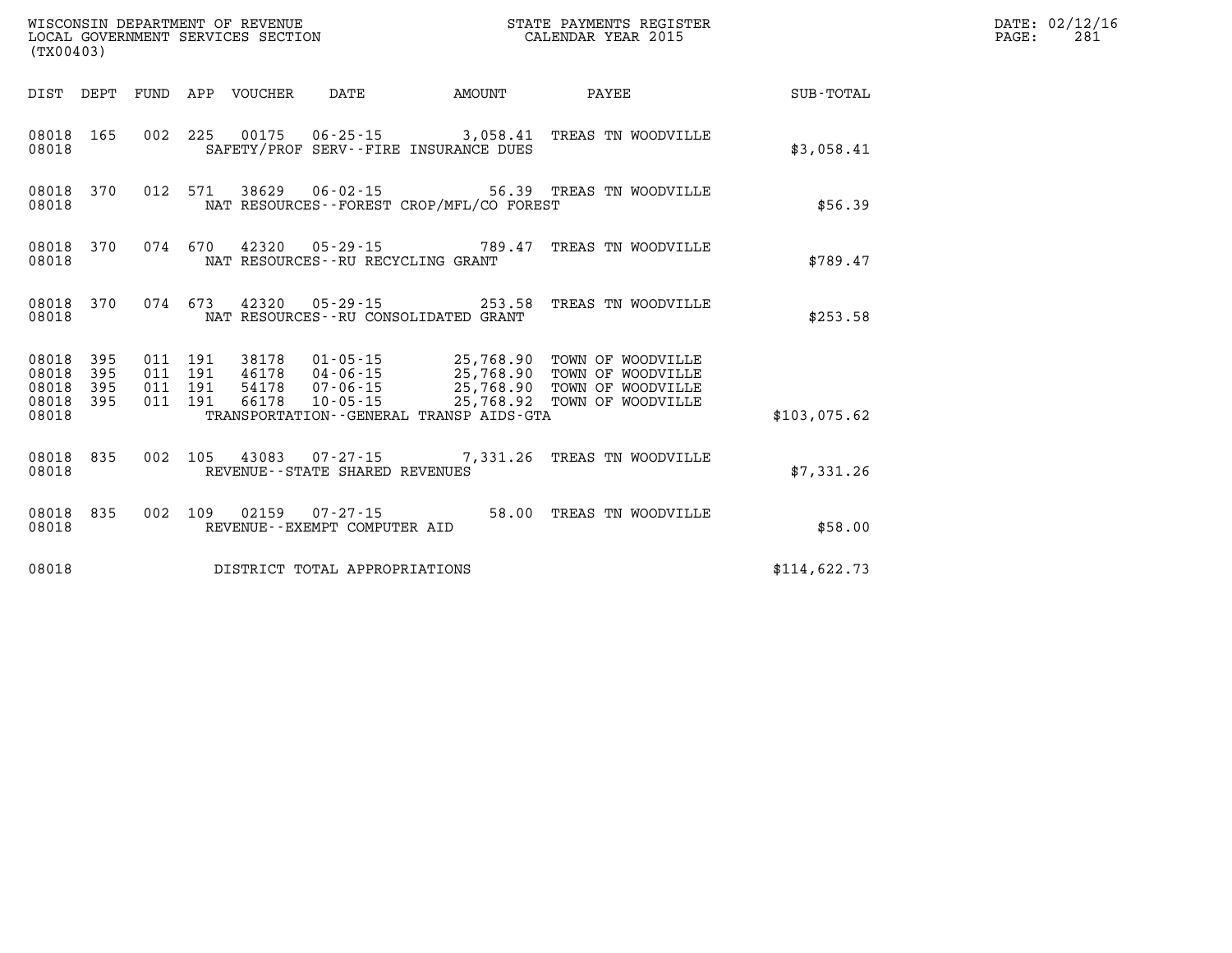WISCONSIN DEPARTMENT OF REVENUE
LOCAL GOVERNMENT SERVICES SECTION
(TX00403)

STATE PAYMENTS REGISTER
CALENDAR YEAR 2015

DATE: 02/12/16
PAGE: 281

| DIST | DEPT | FUND | APP | VOUCHER | DATE | AMOUNT | PAYEE | SUB-TOTAL |
|---|---|---|---|---|---|---|---|---|
| 08018 | 165 | 002 | 225 | 00175 | 06-25-15 | 3,058.41 | TREAS TN WOODVILLE | |
| 08018 | | | | SAFETY/PROF SERV--FIRE INSURANCE DUES | | | | $3,058.41 |
| 08018 | 370 | 012 | 571 | 38629 | 06-02-15 | 56.39 | TREAS TN WOODVILLE | |
| 08018 | | | | NAT RESOURCES--FOREST CROP/MFL/CO FOREST | | | | $56.39 |
| 08018 | 370 | 074 | 670 | 42320 | 05-29-15 | 789.47 | TREAS TN WOODVILLE | |
| 08018 | | | | NAT RESOURCES--RU RECYCLING GRANT | | | | $789.47 |
| 08018 | 370 | 074 | 673 | 42320 | 05-29-15 | 253.58 | TREAS TN WOODVILLE | |
| 08018 | | | | NAT RESOURCES--RU CONSOLIDATED GRANT | | | | $253.58 |
| 08018 | 395 | 011 | 191 | 38178 | 01-05-15 | 25,768.90 | TOWN OF WOODVILLE | |
| 08018 | 395 | 011 | 191 | 46178 | 04-06-15 | 25,768.90 | TOWN OF WOODVILLE | |
| 08018 | 395 | 011 | 191 | 54178 | 07-06-15 | 25,768.90 | TOWN OF WOODVILLE | |
| 08018 | 395 | 011 | 191 | 66178 | 10-05-15 | 25,768.92 | TOWN OF WOODVILLE | |
| 08018 | | | | TRANSPORTATION--GENERAL TRANSP AIDS-GTA | | | | $103,075.62 |
| 08018 | 835 | 002 | 105 | 43083 | 07-27-15 | 7,331.26 | TREAS TN WOODVILLE | |
| 08018 | | | | REVENUE--STATE SHARED REVENUES | | | | $7,331.26 |
| 08018 | 835 | 002 | 109 | 02159 | 07-27-15 | 58.00 | TREAS TN WOODVILLE | |
| 08018 | | | | REVENUE--EXEMPT COMPUTER AID | | | | $58.00 |
| 08018 | | | | DISTRICT TOTAL APPROPRIATIONS | | | | $114,622.73 |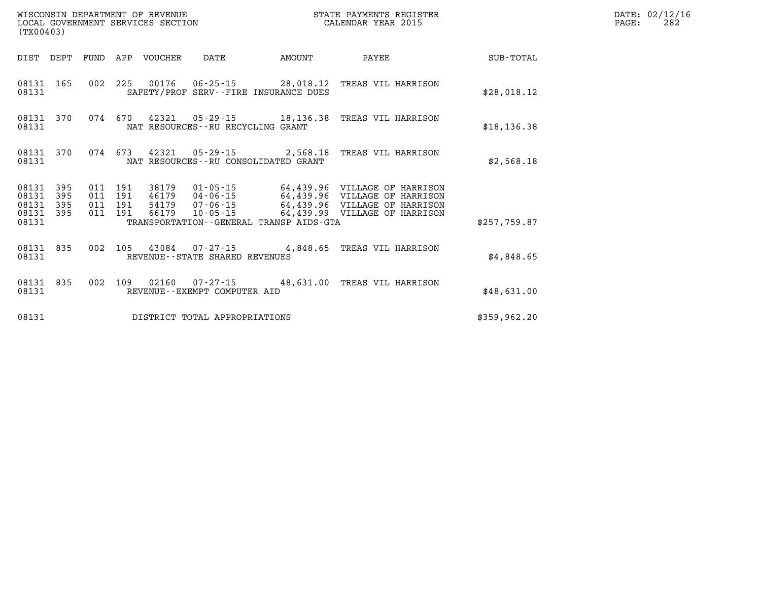WISCONSIN DEPARTMENT OF REVENUE
LOCAL GOVERNMENT SERVICES SECTION
(TX00403)

STATE PAYMENTS REGISTER
CALENDAR YEAR 2015

| DIST | DEPT | FUND | APP | VOUCHER | DATE | AMOUNT | PAYEE | SUB-TOTAL |
|---|---|---|---|---|---|---|---|---|
| 08131 | 165 | 002 | 225 | 00176 | 06-25-15 | 28,018.12 | TREAS VIL HARRISON | |
| 08131 | | | | SAFETY/PROF SERV--FIRE INSURANCE DUES | | | | $28,018.12 |
| 08131 | 370 | 074 | 670 | 42321 | 05-29-15 | 18,136.38 | TREAS VIL HARRISON | |
| 08131 | | | | NAT RESOURCES--RU RECYCLING GRANT | | | | $18,136.38 |
| 08131 | 370 | 074 | 673 | 42321 | 05-29-15 | 2,568.18 | TREAS VIL HARRISON | |
| 08131 | | | | NAT RESOURCES--RU CONSOLIDATED GRANT | | | | $2,568.18 |
| 08131 | 395 | 011 | 191 | 38179 | 01-05-15 | 64,439.96 | VILLAGE OF HARRISON | |
| 08131 | 395 | 011 | 191 | 46179 | 04-06-15 | 64,439.96 | VILLAGE OF HARRISON | |
| 08131 | 395 | 011 | 191 | 54179 | 07-06-15 | 64,439.96 | VILLAGE OF HARRISON | |
| 08131 | 395 | 011 | 191 | 66179 | 10-05-15 | 64,439.99 | VILLAGE OF HARRISON | |
| 08131 | | | | TRANSPORTATION--GENERAL TRANSP AIDS-GTA | | | | $257,759.87 |
| 08131 | 835 | 002 | 105 | 43084 | 07-27-15 | 4,848.65 | TREAS VIL HARRISON | |
| 08131 | | | | REVENUE--STATE SHARED REVENUES | | | | $4,848.65 |
| 08131 | 835 | 002 | 109 | 02160 | 07-27-15 | 48,631.00 | TREAS VIL HARRISON | |
| 08131 | | | | REVENUE--EXEMPT COMPUTER AID | | | | $48,631.00 |
| 08131 | | | | DISTRICT TOTAL APPROPRIATIONS | | | | $359,962.20 |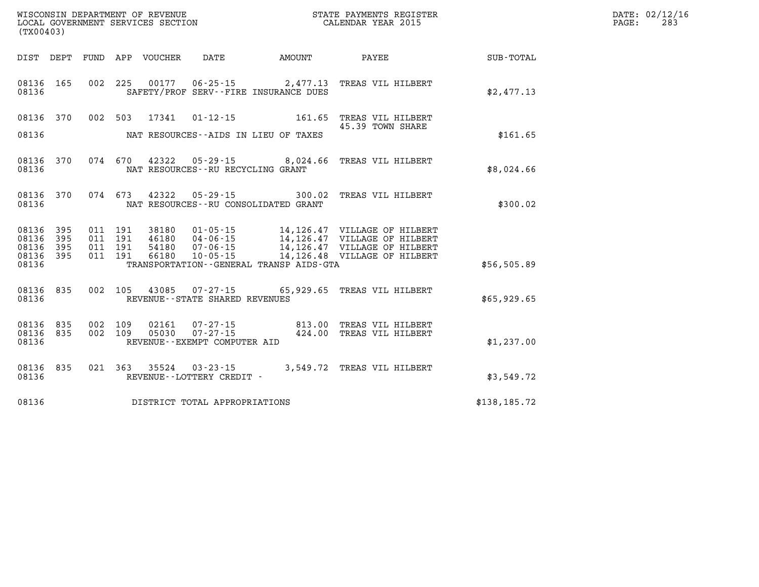WISCONSIN DEPARTMENT OF REVENUE
LOCAL GOVERNMENT SERVICES SECTION
(TX00403)

STATE PAYMENTS REGISTER
CALENDAR YEAR 2015

DATE: 02/12/16
PAGE: 283

| DIST | DEPT | FUND | APP | VOUCHER | DATE | AMOUNT | PAYEE | SUB-TOTAL |
|---|---|---|---|---|---|---|---|---|
| 08136 | 165 | 002 | 225 | 00177 | 06-25-15 | 2,477.13 | TREAS VIL HILBERT | |
| 08136 | | | | SAFETY/PROF SERV--FIRE INSURANCE DUES | | | | $2,477.13 |
| 08136 | 370 | 002 | 503 | 17341 | 01-12-15 | 161.65 | TREAS VIL HILBERT 45.39 TOWN SHARE | |
| 08136 | | | | NAT RESOURCES--AIDS IN LIEU OF TAXES | | | | $161.65 |
| 08136 | 370 | 074 | 670 | 42322 | 05-29-15 | 8,024.66 | TREAS VIL HILBERT | |
| 08136 | | | | NAT RESOURCES--RU RECYCLING GRANT | | | | $8,024.66 |
| 08136 | 370 | 074 | 673 | 42322 | 05-29-15 | 300.02 | TREAS VIL HILBERT | |
| 08136 | | | | NAT RESOURCES--RU CONSOLIDATED GRANT | | | | $300.02 |
| 08136 | 395 | 011 | 191 | 38180 | 01-05-15 | 14,126.47 | VILLAGE OF HILBERT | |
| 08136 | 395 | 011 | 191 | 46180 | 04-06-15 | 14,126.47 | VILLAGE OF HILBERT | |
| 08136 | 395 | 011 | 191 | 54180 | 07-06-15 | 14,126.47 | VILLAGE OF HILBERT | |
| 08136 | 395 | 011 | 191 | 66180 | 10-05-15 | 14,126.48 | VILLAGE OF HILBERT | |
| 08136 | | | | TRANSPORTATION--GENERAL TRANSP AIDS-GTA | | | | $56,505.89 |
| 08136 | 835 | 002 | 105 | 43085 | 07-27-15 | 65,929.65 | TREAS VIL HILBERT | |
| 08136 | | | | REVENUE--STATE SHARED REVENUES | | | | $65,929.65 |
| 08136 | 835 | 002 | 109 | 02161 | 07-27-15 | 813.00 | TREAS VIL HILBERT | |
| 08136 | 835 | 002 | 109 | 05030 | 07-27-15 | 424.00 | TREAS VIL HILBERT | |
| 08136 | | | | REVENUE--EXEMPT COMPUTER AID | | | | $1,237.00 |
| 08136 | 835 | 021 | 363 | 35524 | 03-23-15 | 3,549.72 | TREAS VIL HILBERT | |
| 08136 | | | | REVENUE--LOTTERY CREDIT - | | | | $3,549.72 |
| 08136 | | | | DISTRICT TOTAL APPROPRIATIONS | | | | $138,185.72 |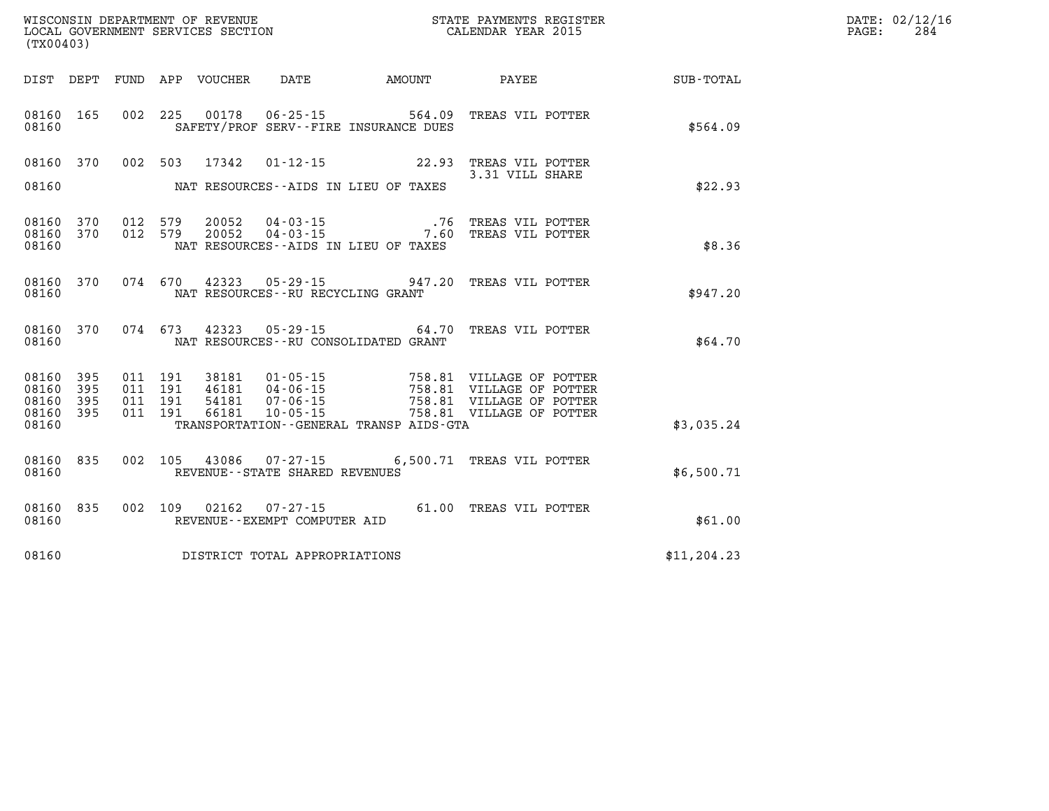WISCONSIN DEPARTMENT OF REVENUE
LOCAL GOVERNMENT SERVICES SECTION
(TX00403)

STATE PAYMENTS REGISTER
CALENDAR YEAR 2015

DATE: 02/12/16
PAGE: 284

| DIST | DEPT | FUND | APP | VOUCHER | DATE | AMOUNT | PAYEE | SUB-TOTAL |
|---|---|---|---|---|---|---|---|---|
| 08160 | 165 | 002 | 225 | 00178 | 06-25-15 | 564.09 | TREAS VIL POTTER | |
| 08160 | | | | | SAFETY/PROF SERV--FIRE INSURANCE DUES | | | $564.09 |
| 08160 | 370 | 002 | 503 | 17342 | 01-12-15 | 22.93 | TREAS VIL POTTER 3.31 VILL SHARE | |
| 08160 | | | | | NAT RESOURCES--AIDS IN LIEU OF TAXES | | | $22.93 |
| 08160 | 370 | 012 | 579 | 20052 | 04-03-15 | .76 | TREAS VIL POTTER | |
| 08160 | 370 | 012 | 579 | 20052 | 04-03-15 | 7.60 | TREAS VIL POTTER | |
| 08160 | | | | | NAT RESOURCES--AIDS IN LIEU OF TAXES | | | $8.36 |
| 08160 | 370 | 074 | 670 | 42323 | 05-29-15 | 947.20 | TREAS VIL POTTER | |
| 08160 | | | | | NAT RESOURCES--RU RECYCLING GRANT | | | $947.20 |
| 08160 | 370 | 074 | 673 | 42323 | 05-29-15 | 64.70 | TREAS VIL POTTER | |
| 08160 | | | | | NAT RESOURCES--RU CONSOLIDATED GRANT | | | $64.70 |
| 08160 | 395 | 011 | 191 | 38181 | 01-05-15 | 758.81 | VILLAGE OF POTTER | |
| 08160 | 395 | 011 | 191 | 46181 | 04-06-15 | 758.81 | VILLAGE OF POTTER | |
| 08160 | 395 | 011 | 191 | 54181 | 07-06-15 | 758.81 | VILLAGE OF POTTER | |
| 08160 | 395 | 011 | 191 | 66181 | 10-05-15 | 758.81 | VILLAGE OF POTTER | |
| 08160 | | | | | TRANSPORTATION--GENERAL TRANSP AIDS-GTA | | | $3,035.24 |
| 08160 | 835 | 002 | 105 | 43086 | 07-27-15 | 6,500.71 | TREAS VIL POTTER | |
| 08160 | | | | | REVENUE--STATE SHARED REVENUES | | | $6,500.71 |
| 08160 | 835 | 002 | 109 | 02162 | 07-27-15 | 61.00 | TREAS VIL POTTER | |
| 08160 | | | | | REVENUE--EXEMPT COMPUTER AID | | | $61.00 |
| 08160 | | | | | DISTRICT TOTAL APPROPRIATIONS | | | $11,204.23 |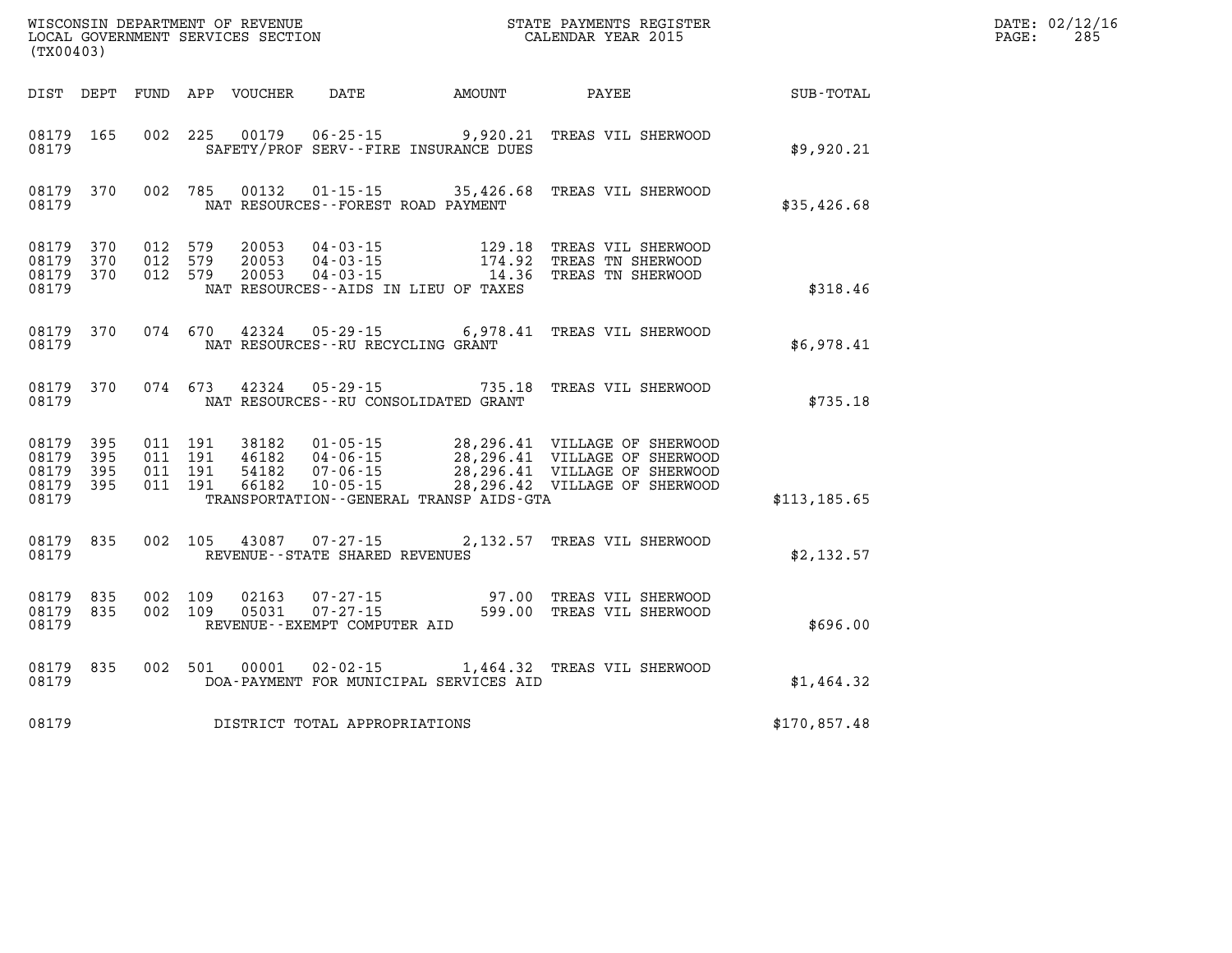WISCONSIN DEPARTMENT OF REVENUE
LOCAL GOVERNMENT SERVICES SECTION
(TX00403)

STATE PAYMENTS REGISTER
CALENDAR YEAR 2015

DATE: 02/12/16
PAGE: 285

| DIST | DEPT | FUND | APP | VOUCHER | DATE | AMOUNT | PAYEE | SUB-TOTAL |
|---|---|---|---|---|---|---|---|---|
| 08179 | 165 | 002 | 225 | 00179 | 06-25-15 | 9,920.21 | TREAS VIL SHERWOOD | |
| 08179 | | | | | SAFETY/PROF SERV--FIRE INSURANCE DUES | | | $9,920.21 |
| 08179 | 370 | 002 | 785 | 00132 | 01-15-15 | 35,426.68 | TREAS VIL SHERWOOD | |
| 08179 | | | | | NAT RESOURCES--FOREST ROAD PAYMENT | | | $35,426.68 |
| 08179 | 370 | 012 | 579 | 20053 | 04-03-15 | 129.18 | TREAS VIL SHERWOOD | |
| 08179 | 370 | 012 | 579 | 20053 | 04-03-15 | 174.92 | TREAS TN SHERWOOD | |
| 08179 | 370 | 012 | 579 | 20053 | 04-03-15 | 14.36 | TREAS TN SHERWOOD | |
| 08179 | | | | | NAT RESOURCES--AIDS IN LIEU OF TAXES | | | $318.46 |
| 08179 | 370 | 074 | 670 | 42324 | 05-29-15 | 6,978.41 | TREAS VIL SHERWOOD | |
| 08179 | | | | | NAT RESOURCES--RU RECYCLING GRANT | | | $6,978.41 |
| 08179 | 370 | 074 | 673 | 42324 | 05-29-15 | 735.18 | TREAS VIL SHERWOOD | |
| 08179 | | | | | NAT RESOURCES--RU CONSOLIDATED GRANT | | | $735.18 |
| 08179 | 395 | 011 | 191 | 38182 | 01-05-15 | 28,296.41 | VILLAGE OF SHERWOOD | |
| 08179 | 395 | 011 | 191 | 46182 | 04-06-15 | 28,296.41 | VILLAGE OF SHERWOOD | |
| 08179 | 395 | 011 | 191 | 54182 | 07-06-15 | 28,296.41 | VILLAGE OF SHERWOOD | |
| 08179 | 395 | 011 | 191 | 66182 | 10-05-15 | 28,296.42 | VILLAGE OF SHERWOOD | |
| 08179 | | | | | TRANSPORTATION--GENERAL TRANSP AIDS-GTA | | | $113,185.65 |
| 08179 | 835 | 002 | 105 | 43087 | 07-27-15 | 2,132.57 | TREAS VIL SHERWOOD | |
| 08179 | | | | | REVENUE--STATE SHARED REVENUES | | | $2,132.57 |
| 08179 | 835 | 002 | 109 | 02163 | 07-27-15 | 97.00 | TREAS VIL SHERWOOD | |
| 08179 | 835 | 002 | 109 | 05031 | 07-27-15 | 599.00 | TREAS VIL SHERWOOD | |
| 08179 | | | | | REVENUE--EXEMPT COMPUTER AID | | | $696.00 |
| 08179 | 835 | 002 | 501 | 00001 | 02-02-15 | 1,464.32 | TREAS VIL SHERWOOD | |
| 08179 | | | | | DOA-PAYMENT FOR MUNICIPAL SERVICES AID | | | $1,464.32 |
| 08179 | | | | | DISTRICT TOTAL APPROPRIATIONS | | | $170,857.48 |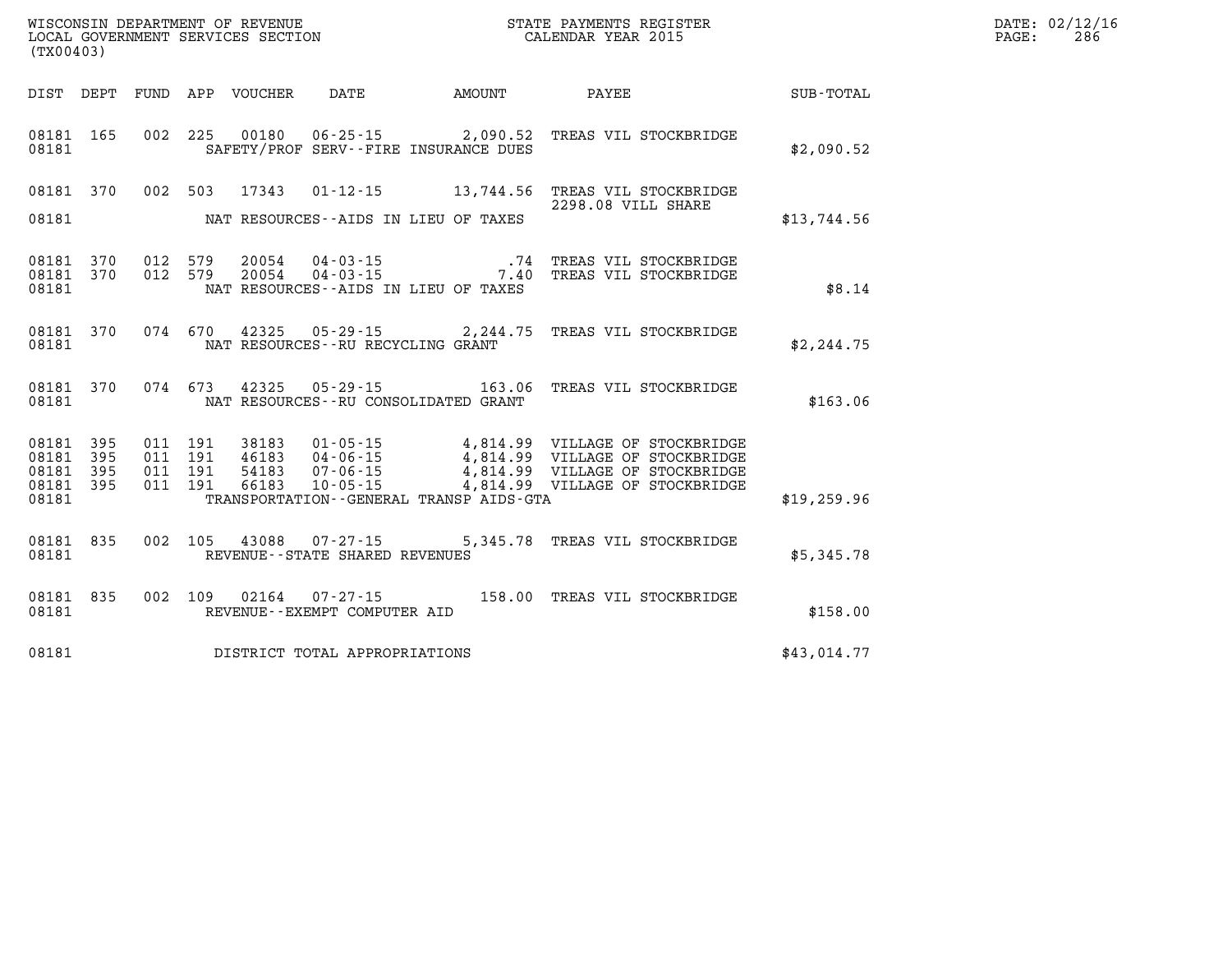WISCONSIN DEPARTMENT OF REVENUE
LOCAL GOVERNMENT SERVICES SECTION
(TX00403)

STATE PAYMENTS REGISTER
CALENDAR YEAR 2015

DATE: 02/12/16
PAGE: 286

| DIST | DEPT | FUND | APP | VOUCHER | DATE | AMOUNT | PAYEE | SUB-TOTAL |
|---|---|---|---|---|---|---|---|---|
| 08181 | 165 | 002 | 225 | 00180 | 06-25-15 | 2,090.52 | TREAS VIL STOCKBRIDGE | |
| 08181 | | | | | SAFETY/PROF SERV--FIRE INSURANCE DUES | | | $2,090.52 |
| 08181 | 370 | 002 | 503 | 17343 | 01-12-15 | 13,744.56 | TREAS VIL STOCKBRIDGE 2298.08 VILL SHARE | |
| 08181 | | | | | NAT RESOURCES--AIDS IN LIEU OF TAXES | | | $13,744.56 |
| 08181 | 370 | 012 | 579 | 20054 | 04-03-15 | .74 | TREAS VIL STOCKBRIDGE | |
| 08181 | 370 | 012 | 579 | 20054 | 04-03-15 | 7.40 | TREAS VIL STOCKBRIDGE | |
| 08181 | | | | | NAT RESOURCES--AIDS IN LIEU OF TAXES | | | $8.14 |
| 08181 | 370 | 074 | 670 | 42325 | 05-29-15 | 2,244.75 | TREAS VIL STOCKBRIDGE | |
| 08181 | | | | | NAT RESOURCES--RU RECYCLING GRANT | | | $2,244.75 |
| 08181 | 370 | 074 | 673 | 42325 | 05-29-15 | 163.06 | TREAS VIL STOCKBRIDGE | |
| 08181 | | | | | NAT RESOURCES--RU CONSOLIDATED GRANT | | | $163.06 |
| 08181 | 395 | 011 | 191 | 38183 | 01-05-15 | 4,814.99 | VILLAGE OF STOCKBRIDGE | |
| 08181 | 395 | 011 | 191 | 46183 | 04-06-15 | 4,814.99 | VILLAGE OF STOCKBRIDGE | |
| 08181 | 395 | 011 | 191 | 54183 | 07-06-15 | 4,814.99 | VILLAGE OF STOCKBRIDGE | |
| 08181 | 395 | 011 | 191 | 66183 | 10-05-15 | 4,814.99 | VILLAGE OF STOCKBRIDGE | |
| 08181 | | | | | TRANSPORTATION--GENERAL TRANSP AIDS-GTA | | | $19,259.96 |
| 08181 | 835 | 002 | 105 | 43088 | 07-27-15 | 5,345.78 | TREAS VIL STOCKBRIDGE | |
| 08181 | | | | | REVENUE--STATE SHARED REVENUES | | | $5,345.78 |
| 08181 | 835 | 002 | 109 | 02164 | 07-27-15 | 158.00 | TREAS VIL STOCKBRIDGE | |
| 08181 | | | | | REVENUE--EXEMPT COMPUTER AID | | | $158.00 |
| 08181 | | | | | DISTRICT TOTAL APPROPRIATIONS | | | $43,014.77 |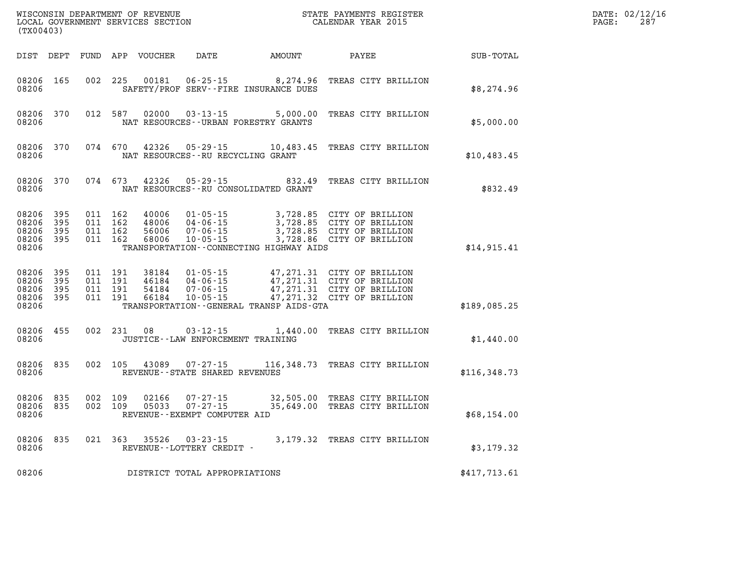WISCONSIN DEPARTMENT OF REVENUE
LOCAL GOVERNMENT SERVICES SECTION
(TX00403)

STATE PAYMENTS REGISTER
CALENDAR YEAR 2015

DATE: 02/12/16

| DIST | DEPT | FUND | APP | VOUCHER | DATE | AMOUNT | PAYEE | SUB-TOTAL |
|---|---|---|---|---|---|---|---|---|
| 08206 | 165 | 002 | 225 | 00181 | 06-25-15 | 8,274.96 | TREAS CITY BRILLION | |
| 08206 | | | | | SAFETY/PROF SERV--FIRE INSURANCE DUES | | | $8,274.96 |
| 08206 | 370 | 012 | 587 | 02000 | 03-13-15 | 5,000.00 | TREAS CITY BRILLION | |
| 08206 | | | | | NAT RESOURCES--URBAN FORESTRY GRANTS | | | $5,000.00 |
| 08206 | 370 | 074 | 670 | 42326 | 05-29-15 | 10,483.45 | TREAS CITY BRILLION | |
| 08206 | | | | | NAT RESOURCES--RU RECYCLING GRANT | | | $10,483.45 |
| 08206 | 370 | 074 | 673 | 42326 | 05-29-15 | 832.49 | TREAS CITY BRILLION | |
| 08206 | | | | | NAT RESOURCES--RU CONSOLIDATED GRANT | | | $832.49 |
| 08206 | 395 | 011 | 162 | 40006 | 01-05-15 | 3,728.85 | CITY OF BRILLION | |
| 08206 | 395 | 011 | 162 | 48006 | 04-06-15 | 3,728.85 | CITY OF BRILLION | |
| 08206 | 395 | 011 | 162 | 56006 | 07-06-15 | 3,728.85 | CITY OF BRILLION | |
| 08206 | 395 | 011 | 162 | 68006 | 10-05-15 | 3,728.86 | CITY OF BRILLION | |
| 08206 | | | | | TRANSPORTATION--CONNECTING HIGHWAY AIDS | | | $14,915.41 |
| 08206 | 395 | 011 | 191 | 38184 | 01-05-15 | 47,271.31 | CITY OF BRILLION | |
| 08206 | 395 | 011 | 191 | 46184 | 04-06-15 | 47,271.31 | CITY OF BRILLION | |
| 08206 | 395 | 011 | 191 | 54184 | 07-06-15 | 47,271.31 | CITY OF BRILLION | |
| 08206 | 395 | 011 | 191 | 66184 | 10-05-15 | 47,271.32 | CITY OF BRILLION | |
| 08206 | | | | | TRANSPORTATION--GENERAL TRANSP AIDS-GTA | | | $189,085.25 |
| 08206 | 455 | 002 | 231 | 08 | 03-12-15 | 1,440.00 | TREAS CITY BRILLION | |
| 08206 | | | | | JUSTICE--LAW ENFORCEMENT TRAINING | | | $1,440.00 |
| 08206 | 835 | 002 | 105 | 43089 | 07-27-15 | 116,348.73 | TREAS CITY BRILLION | |
| 08206 | | | | | REVENUE--STATE SHARED REVENUES | | | $116,348.73 |
| 08206 | 835 | 002 | 109 | 02166 | 07-27-15 | 32,505.00 | TREAS CITY BRILLION | |
| 08206 | 835 | 002 | 109 | 05033 | 07-27-15 | 35,649.00 | TREAS CITY BRILLION | |
| 08206 | | | | | REVENUE--EXEMPT COMPUTER AID | | | $68,154.00 |
| 08206 | 835 | 021 | 363 | 35526 | 03-23-15 | 3,179.32 | TREAS CITY BRILLION | |
| 08206 | | | | | REVENUE--LOTTERY CREDIT - | | | $3,179.32 |
| 08206 | | | | | DISTRICT TOTAL APPROPRIATIONS | | | $417,713.61 |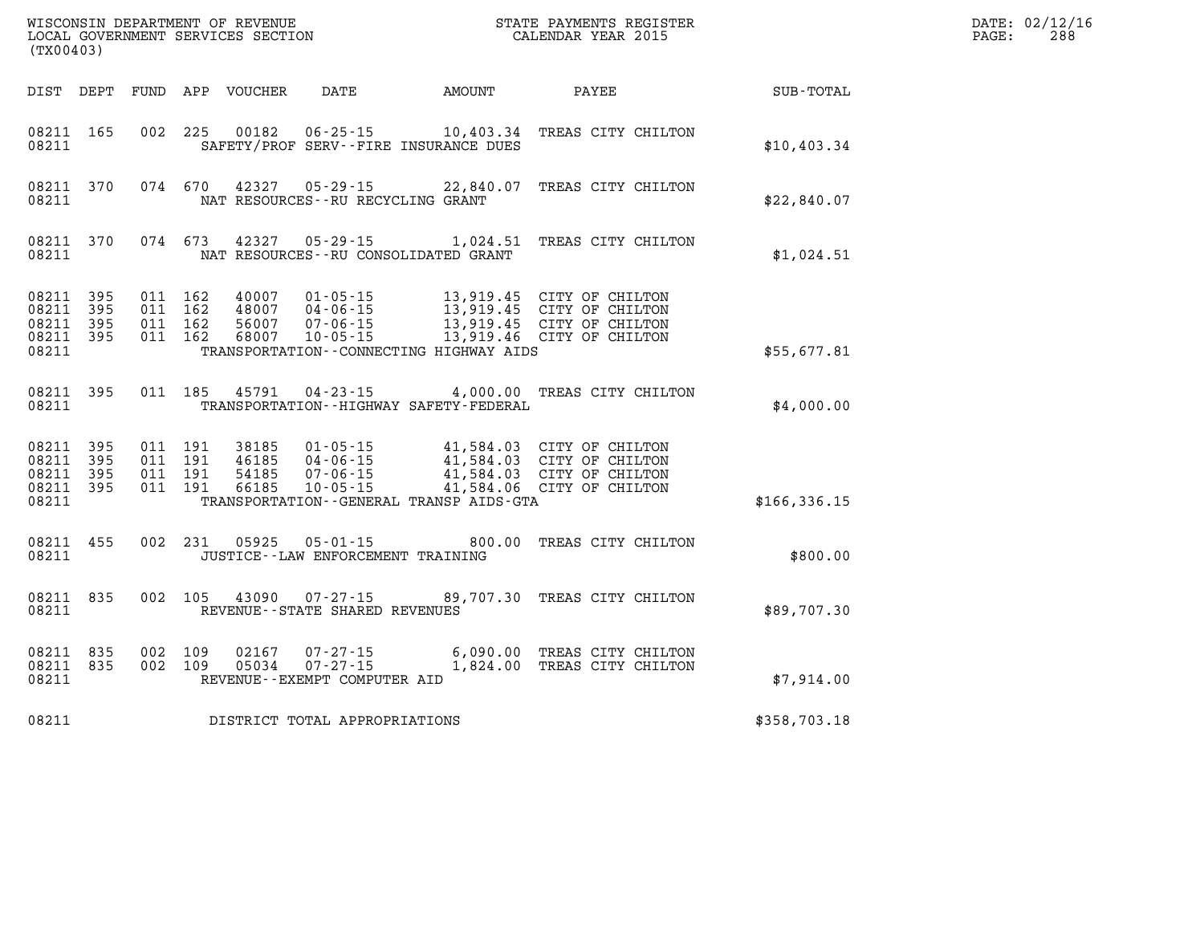WISCONSIN DEPARTMENT OF REVENUE
LOCAL GOVERNMENT SERVICES SECTION
(TX00403)

STATE PAYMENTS REGISTER
CALENDAR YEAR 2015

DATE: 02/12/16
PAGE: 288

| DIST | DEPT | FUND | APP | VOUCHER | DATE | AMOUNT | PAYEE | SUB-TOTAL |
|---|---|---|---|---|---|---|---|---|
| 08211 | 165 | 002 | 225 | 00182 | 06-25-15 | 10,403.34 | TREAS CITY CHILTON | |
| 08211 | | | | | SAFETY/PROF SERV--FIRE INSURANCE DUES | | | $10,403.34 |
| 08211 | 370 | 074 | 670 | 42327 | 05-29-15 | 22,840.07 | TREAS CITY CHILTON | |
| 08211 | | | | | NAT RESOURCES--RU RECYCLING GRANT | | | $22,840.07 |
| 08211 | 370 | 074 | 673 | 42327 | 05-29-15 | 1,024.51 | TREAS CITY CHILTON | |
| 08211 | | | | | NAT RESOURCES--RU CONSOLIDATED GRANT | | | $1,024.51 |
| 08211 | 395 | 011 | 162 | 40007 | 01-05-15 | 13,919.45 | CITY OF CHILTON | |
| 08211 | 395 | 011 | 162 | 48007 | 04-06-15 | 13,919.45 | CITY OF CHILTON | |
| 08211 | 395 | 011 | 162 | 56007 | 07-06-15 | 13,919.45 | CITY OF CHILTON | |
| 08211 | 395 | 011 | 162 | 68007 | 10-05-15 | 13,919.46 | CITY OF CHILTON | |
| 08211 | | | | | TRANSPORTATION--CONNECTING HIGHWAY AIDS | | | $55,677.81 |
| 08211 | 395 | 011 | 185 | 45791 | 04-23-15 | 4,000.00 | TREAS CITY CHILTON | |
| 08211 | | | | | TRANSPORTATION--HIGHWAY SAFETY-FEDERAL | | | $4,000.00 |
| 08211 | 395 | 011 | 191 | 38185 | 01-05-15 | 41,584.03 | CITY OF CHILTON | |
| 08211 | 395 | 011 | 191 | 46185 | 04-06-15 | 41,584.03 | CITY OF CHILTON | |
| 08211 | 395 | 011 | 191 | 54185 | 07-06-15 | 41,584.03 | CITY OF CHILTON | |
| 08211 | 395 | 011 | 191 | 66185 | 10-05-15 | 41,584.06 | CITY OF CHILTON | |
| 08211 | | | | | TRANSPORTATION--GENERAL TRANSP AIDS-GTA | | | $166,336.15 |
| 08211 | 455 | 002 | 231 | 05925 | 05-01-15 | 800.00 | TREAS CITY CHILTON | |
| 08211 | | | | | JUSTICE--LAW ENFORCEMENT TRAINING | | | $800.00 |
| 08211 | 835 | 002 | 105 | 43090 | 07-27-15 | 89,707.30 | TREAS CITY CHILTON | |
| 08211 | | | | | REVENUE--STATE SHARED REVENUES | | | $89,707.30 |
| 08211 | 835 | 002 | 109 | 02167 | 07-27-15 | 6,090.00 | TREAS CITY CHILTON | |
| 08211 | 835 | 002 | 109 | 05034 | 07-27-15 | 1,824.00 | TREAS CITY CHILTON | |
| 08211 | | | | | REVENUE--EXEMPT COMPUTER AID | | | $7,914.00 |
| 08211 | | | | | DISTRICT TOTAL APPROPRIATIONS | | | $358,703.18 |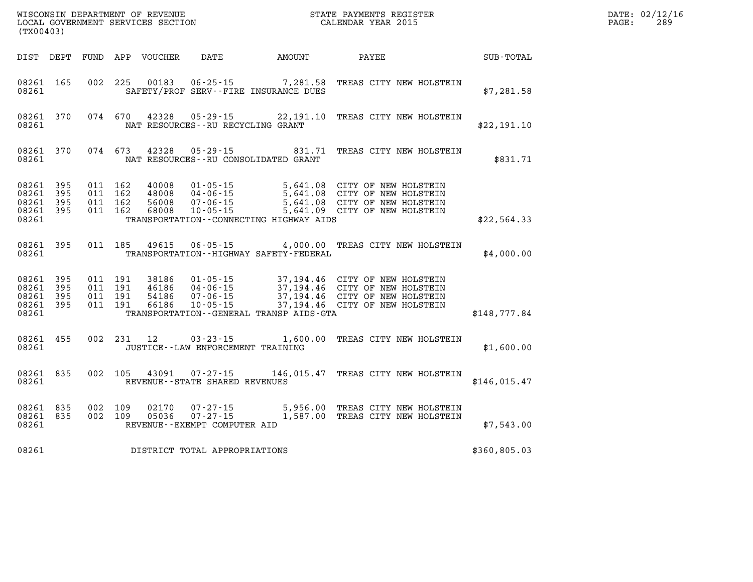WISCONSIN DEPARTMENT OF REVENUE
LOCAL GOVERNMENT SERVICES SECTION
(TX00403)

STATE PAYMENTS REGISTER
CALENDAR YEAR 2015

DATE: 02/12/16
PAGE: 289

| DIST | DEPT | FUND | APP | VOUCHER | DATE | AMOUNT | PAYEE | SUB-TOTAL |
|---|---|---|---|---|---|---|---|---|
| 08261 | 165 | 002 | 225 | 00183 | 06-25-15 | 7,281.58 | TREAS CITY NEW HOLSTEIN | |
| 08261 | | | | | SAFETY/PROF SERV--FIRE INSURANCE DUES | | | $7,281.58 |
| 08261 | 370 | 074 | 670 | 42328 | 05-29-15 | 22,191.10 | TREAS CITY NEW HOLSTEIN | |
| 08261 | | | | | NAT RESOURCES--RU RECYCLING GRANT | | | $22,191.10 |
| 08261 | 370 | 074 | 673 | 42328 | 05-29-15 | 831.71 | TREAS CITY NEW HOLSTEIN | |
| 08261 | | | | | NAT RESOURCES--RU CONSOLIDATED GRANT | | | $831.71 |
| 08261 | 395 | 011 | 162 | 40008 | 01-05-15 | 5,641.08 | CITY OF NEW HOLSTEIN | |
| 08261 | 395 | 011 | 162 | 48008 | 04-06-15 | 5,641.08 | CITY OF NEW HOLSTEIN | |
| 08261 | 395 | 011 | 162 | 56008 | 07-06-15 | 5,641.08 | CITY OF NEW HOLSTEIN | |
| 08261 | 395 | 011 | 162 | 68008 | 10-05-15 | 5,641.09 | CITY OF NEW HOLSTEIN | |
| 08261 | | | | | TRANSPORTATION--CONNECTING HIGHWAY AIDS | | | $22,564.33 |
| 08261 | 395 | 011 | 185 | 49615 | 06-05-15 | 4,000.00 | TREAS CITY NEW HOLSTEIN | |
| 08261 | | | | | TRANSPORTATION--HIGHWAY SAFETY-FEDERAL | | | $4,000.00 |
| 08261 | 395 | 011 | 191 | 38186 | 01-05-15 | 37,194.46 | CITY OF NEW HOLSTEIN | |
| 08261 | 395 | 011 | 191 | 46186 | 04-06-15 | 37,194.46 | CITY OF NEW HOLSTEIN | |
| 08261 | 395 | 011 | 191 | 54186 | 07-06-15 | 37,194.46 | CITY OF NEW HOLSTEIN | |
| 08261 | 395 | 011 | 191 | 66186 | 10-05-15 | 37,194.46 | CITY OF NEW HOLSTEIN | |
| 08261 | | | | | TRANSPORTATION--GENERAL TRANSP AIDS-GTA | | | $148,777.84 |
| 08261 | 455 | 002 | 231 | 12 | 03-23-15 | 1,600.00 | TREAS CITY NEW HOLSTEIN | |
| 08261 | | | | | JUSTICE--LAW ENFORCEMENT TRAINING | | | $1,600.00 |
| 08261 | 835 | 002 | 105 | 43091 | 07-27-15 | 146,015.47 | TREAS CITY NEW HOLSTEIN | |
| 08261 | | | | | REVENUE--STATE SHARED REVENUES | | | $146,015.47 |
| 08261 | 835 | 002 | 109 | 02170 | 07-27-15 | 5,956.00 | TREAS CITY NEW HOLSTEIN | |
| 08261 | 835 | 002 | 109 | 05036 | 07-27-15 | 1,587.00 | TREAS CITY NEW HOLSTEIN | |
| 08261 | | | | | REVENUE--EXEMPT COMPUTER AID | | | $7,543.00 |
| 08261 | | | | | DISTRICT TOTAL APPROPRIATIONS | | | $360,805.03 |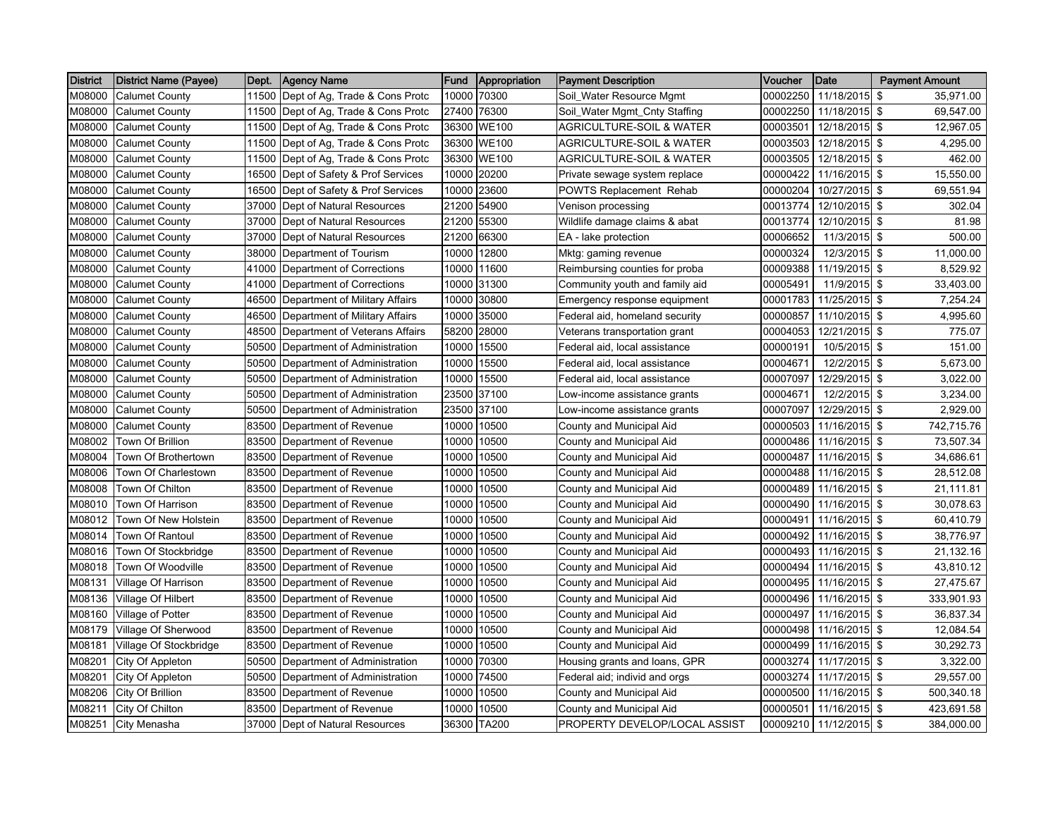| District | District Name (Payee) | Dept. | Agency Name | Fund | Appropriation | Payment Description | Voucher | Date | Payment Amount |
|---|---|---|---|---|---|---|---|---|---|
| M08000 | Calumet County | 11500 | Dept of Ag, Trade & Cons Protc | 10000 | 70300 | Soil_Water Resource Mgmt | 00002250 | 11/18/2015 | $ 35,971.00 |
| M08000 | Calumet County | 11500 | Dept of Ag, Trade & Cons Protc | 27400 | 76300 | Soil_Water Mgmt_Cnty Staffing | 00002250 | 11/18/2015 | $ 69,547.00 |
| M08000 | Calumet County | 11500 | Dept of Ag, Trade & Cons Protc | 36300 | WE100 | AGRICULTURE-SOIL & WATER | 00003501 | 12/18/2015 | $ 12,967.05 |
| M08000 | Calumet County | 11500 | Dept of Ag, Trade & Cons Protc | 36300 | WE100 | AGRICULTURE-SOIL & WATER | 00003503 | 12/18/2015 | $ 4,295.00 |
| M08000 | Calumet County | 11500 | Dept of Ag, Trade & Cons Protc | 36300 | WE100 | AGRICULTURE-SOIL & WATER | 00003505 | 12/18/2015 | $ 462.00 |
| M08000 | Calumet County | 16500 | Dept of Safety & Prof Services | 10000 | 20200 | Private sewage system replace | 00000422 | 11/16/2015 | $ 15,550.00 |
| M08000 | Calumet County | 16500 | Dept of Safety & Prof Services | 10000 | 23600 | POWTS Replacement Rehab | 00000204 | 10/27/2015 | $ 69,551.94 |
| M08000 | Calumet County | 37000 | Dept of Natural Resources | 21200 | 54900 | Venison processing | 00013774 | 12/10/2015 | $ 302.04 |
| M08000 | Calumet County | 37000 | Dept of Natural Resources | 21200 | 55300 | Wildlife damage claims & abat | 00013774 | 12/10/2015 | $ 81.98 |
| M08000 | Calumet County | 37000 | Dept of Natural Resources | 21200 | 66300 | EA - lake protection | 00006652 | 11/3/2015 | $ 500.00 |
| M08000 | Calumet County | 38000 | Department of Tourism | 10000 | 12800 | Mktg: gaming revenue | 00000324 | 12/3/2015 | $ 11,000.00 |
| M08000 | Calumet County | 41000 | Department of Corrections | 10000 | 11600 | Reimbursing counties for proba | 00009388 | 11/19/2015 | $ 8,529.92 |
| M08000 | Calumet County | 41000 | Department of Corrections | 10000 | 31300 | Community youth and family aid | 00005491 | 11/9/2015 | $ 33,403.00 |
| M08000 | Calumet County | 46500 | Department of Military Affairs | 10000 | 30800 | Emergency response equipment | 00001783 | 11/25/2015 | $ 7,254.24 |
| M08000 | Calumet County | 46500 | Department of Military Affairs | 10000 | 35000 | Federal aid, homeland security | 00000857 | 11/10/2015 | $ 4,995.60 |
| M08000 | Calumet County | 48500 | Department of Veterans Affairs | 58200 | 28000 | Veterans transportation grant | 00004053 | 12/21/2015 | $ 775.07 |
| M08000 | Calumet County | 50500 | Department of Administration | 10000 | 15500 | Federal aid, local assistance | 00000191 | 10/5/2015 | $ 151.00 |
| M08000 | Calumet County | 50500 | Department of Administration | 10000 | 15500 | Federal aid, local assistance | 00004671 | 12/2/2015 | $ 5,673.00 |
| M08000 | Calumet County | 50500 | Department of Administration | 10000 | 15500 | Federal aid, local assistance | 00007097 | 12/29/2015 | $ 3,022.00 |
| M08000 | Calumet County | 50500 | Department of Administration | 23500 | 37100 | Low-income assistance grants | 00004671 | 12/2/2015 | $ 3,234.00 |
| M08000 | Calumet County | 50500 | Department of Administration | 23500 | 37100 | Low-income assistance grants | 00007097 | 12/29/2015 | $ 2,929.00 |
| M08000 | Calumet County | 83500 | Department of Revenue | 10000 | 10500 | County and Municipal Aid | 00000503 | 11/16/2015 | $ 742,715.76 |
| M08002 | Town Of Brillion | 83500 | Department of Revenue | 10000 | 10500 | County and Municipal Aid | 00000486 | 11/16/2015 | $ 73,507.34 |
| M08004 | Town Of Brothertown | 83500 | Department of Revenue | 10000 | 10500 | County and Municipal Aid | 00000487 | 11/16/2015 | $ 34,686.61 |
| M08006 | Town Of Charlestown | 83500 | Department of Revenue | 10000 | 10500 | County and Municipal Aid | 00000488 | 11/16/2015 | $ 28,512.08 |
| M08008 | Town Of Chilton | 83500 | Department of Revenue | 10000 | 10500 | County and Municipal Aid | 00000489 | 11/16/2015 | $ 21,111.81 |
| M08010 | Town Of Harrison | 83500 | Department of Revenue | 10000 | 10500 | County and Municipal Aid | 00000490 | 11/16/2015 | $ 30,078.63 |
| M08012 | Town Of New Holstein | 83500 | Department of Revenue | 10000 | 10500 | County and Municipal Aid | 00000491 | 11/16/2015 | $ 60,410.79 |
| M08014 | Town Of Rantoul | 83500 | Department of Revenue | 10000 | 10500 | County and Municipal Aid | 00000492 | 11/16/2015 | $ 38,776.97 |
| M08016 | Town Of Stockbridge | 83500 | Department of Revenue | 10000 | 10500 | County and Municipal Aid | 00000493 | 11/16/2015 | $ 21,132.16 |
| M08018 | Town Of Woodville | 83500 | Department of Revenue | 10000 | 10500 | County and Municipal Aid | 00000494 | 11/16/2015 | $ 43,810.12 |
| M08131 | Village Of Harrison | 83500 | Department of Revenue | 10000 | 10500 | County and Municipal Aid | 00000495 | 11/16/2015 | $ 27,475.67 |
| M08136 | Village Of Hilbert | 83500 | Department of Revenue | 10000 | 10500 | County and Municipal Aid | 00000496 | 11/16/2015 | $ 333,901.93 |
| M08160 | Village of Potter | 83500 | Department of Revenue | 10000 | 10500 | County and Municipal Aid | 00000497 | 11/16/2015 | $ 36,837.34 |
| M08179 | Village Of Sherwood | 83500 | Department of Revenue | 10000 | 10500 | County and Municipal Aid | 00000498 | 11/16/2015 | $ 12,084.54 |
| M08181 | Village Of Stockbridge | 83500 | Department of Revenue | 10000 | 10500 | County and Municipal Aid | 00000499 | 11/16/2015 | $ 30,292.73 |
| M08201 | City Of Appleton | 50500 | Department of Administration | 10000 | 70300 | Housing grants and loans, GPR | 00003274 | 11/17/2015 | $ 3,322.00 |
| M08201 | City Of Appleton | 50500 | Department of Administration | 10000 | 74500 | Federal aid; individ and orgs | 00003274 | 11/17/2015 | $ 29,557.00 |
| M08206 | City Of Brillion | 83500 | Department of Revenue | 10000 | 10500 | County and Municipal Aid | 00000500 | 11/16/2015 | $ 500,340.18 |
| M08211 | City Of Chilton | 83500 | Department of Revenue | 10000 | 10500 | County and Municipal Aid | 00000501 | 11/16/2015 | $ 423,691.58 |
| M08251 | City Menasha | 37000 | Dept of Natural Resources | 36300 | TA200 | PROPERTY DEVELOP/LOCAL ASSIST | 00009210 | 11/12/2015 | $ 384,000.00 |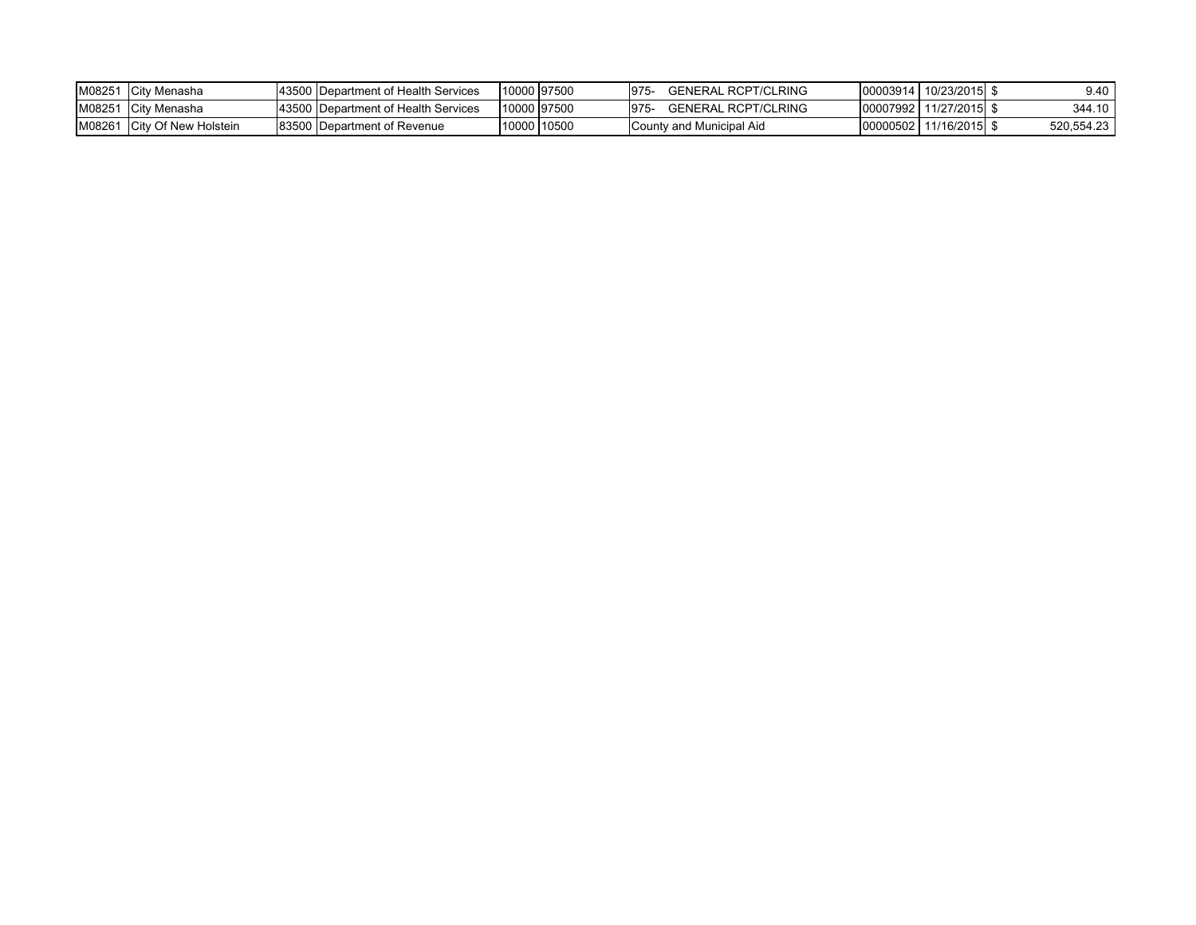| | | | | | | | | | | |
|---|---|---|---|---|---|---|---|---|---|---|
| M08251 | City Menasha | 43500 | Department of Health Services | 10000 | 97500 | 975- GENERAL RCPT/CLRING | 00003914 | 10/23/2015 | $ | 9.40 |
| M08251 | City Menasha | 43500 | Department of Health Services | 10000 | 97500 | 975- GENERAL RCPT/CLRING | 00007992 | 11/27/2015 | $ | 344.10 |
| M08261 | City Of New Holstein | 83500 | Department of Revenue | 10000 | 10500 | County and Municipal Aid | 00000502 | 11/16/2015 | $ | 520,554.23 |